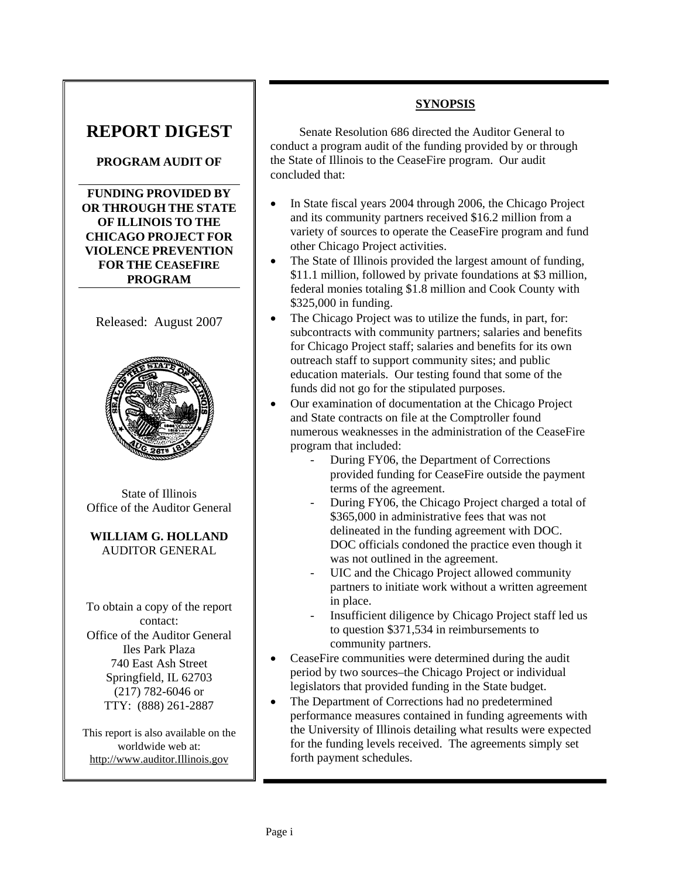# REPORT DIGEST

**PROGRAM AUDIT OF**

**FUNDING PROVIDED BY OR THROUGH THE STATE OF ILLINOIS TO THE CHICAGO PROJECT FOR VIOLENCE PREVENTION FOR THE CEASEFIRE PROGRAM**

Released: August 2007

State of Illinois
Office of the Auditor General

**WILLIAM G. HOLLAND**
AUDITOR GENERAL

To obtain a copy of the report contact:
Office of the Auditor General
Iles Park Plaza
740 East Ash Street
Springfield, IL 62703
(217) 782-6046 or
TTY: (888) 261-2887

This report is also available on the worldwide web at:
http://www.auditor.Illinois.gov

## SYNOPSIS

Senate Resolution 686 directed the Auditor General to conduct a program audit of the funding provided by or through the State of Illinois to the CeaseFire program. Our audit concluded that:

- In State fiscal years 2004 through 2006, the Chicago Project and its community partners received $16.2 million from a variety of sources to operate the CeaseFire program and fund other Chicago Project activities.
- The State of Illinois provided the largest amount of funding, $11.1 million, followed by private foundations at $3 million, federal monies totaling $1.8 million and Cook County with $325,000 in funding.
- The Chicago Project was to utilize the funds, in part, for: subcontracts with community partners; salaries and benefits for Chicago Project staff; salaries and benefits for its own outreach staff to support community sites; and public education materials. Our testing found that some of the funds did not go for the stipulated purposes.
- Our examination of documentation at the Chicago Project and State contracts on file at the Comptroller found numerous weaknesses in the administration of the CeaseFire program that included:
  - During FY06, the Department of Corrections provided funding for CeaseFire outside the payment terms of the agreement.
  - During FY06, the Chicago Project charged a total of $365,000 in administrative fees that was not delineated in the funding agreement with DOC. DOC officials condoned the practice even though it was not outlined in the agreement.
  - UIC and the Chicago Project allowed community partners to initiate work without a written agreement in place.
  - Insufficient diligence by Chicago Project staff led us to question $371,534 in reimbursements to community partners.
- CeaseFire communities were determined during the audit period by two sources–the Chicago Project or individual legislators that provided funding in the State budget.
- The Department of Corrections had no predetermined performance measures contained in funding agreements with the University of Illinois detailing what results were expected for the funding levels received. The agreements simply set forth payment schedules.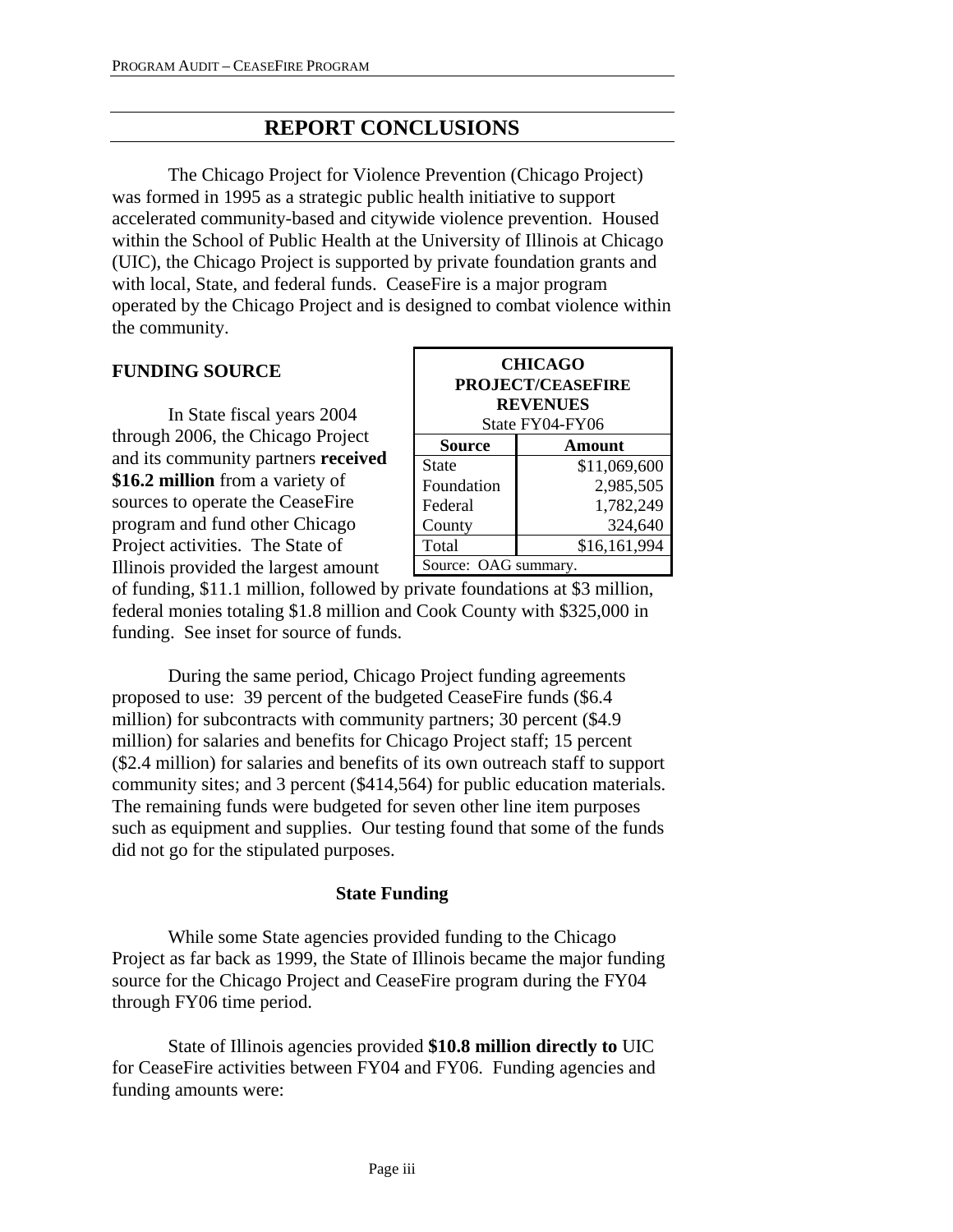## REPORT CONCLUSIONS

The Chicago Project for Violence Prevention (Chicago Project) was formed in 1995 as a strategic public health initiative to support accelerated community-based and citywide violence prevention. Housed within the School of Public Health at the University of Illinois at Chicago (UIC), the Chicago Project is supported by private foundation grants and with local, State, and federal funds. CeaseFire is a major program operated by the Chicago Project and is designed to combat violence within the community.

### FUNDING SOURCE

In State fiscal years 2004 through 2006, the Chicago Project and its community partners **received $16.2 million** from a variety of sources to operate the CeaseFire program and fund other Chicago Project activities. The State of Illinois provided the largest amount of funding, $11.1 million, followed by private foundations at $3 million, federal monies totaling $1.8 million and Cook County with $325,000 in funding. See inset for source of funds.

**CHICAGO PROJECT/CEASEFIRE REVENUES**
State FY04-FY06

| Source | Amount |
|---|---|
| State | $11,069,600 |
| Foundation | 2,985,505 |
| Federal | 1,782,249 |
| County | 324,640 |
| Total | $16,161,994 |

Source: OAG summary.

During the same period, Chicago Project funding agreements proposed to use: 39 percent of the budgeted CeaseFire funds ($6.4 million) for subcontracts with community partners; 30 percent ($4.9 million) for salaries and benefits for Chicago Project staff; 15 percent ($2.4 million) for salaries and benefits of its own outreach staff to support community sites; and 3 percent ($414,564) for public education materials. The remaining funds were budgeted for seven other line item purposes such as equipment and supplies. Our testing found that some of the funds did not go for the stipulated purposes.

#### State Funding

While some State agencies provided funding to the Chicago Project as far back as 1999, the State of Illinois became the major funding source for the Chicago Project and CeaseFire program during the FY04 through FY06 time period.

State of Illinois agencies provided **$10.8 million directly to** UIC for CeaseFire activities between FY04 and FY06. Funding agencies and funding amounts were: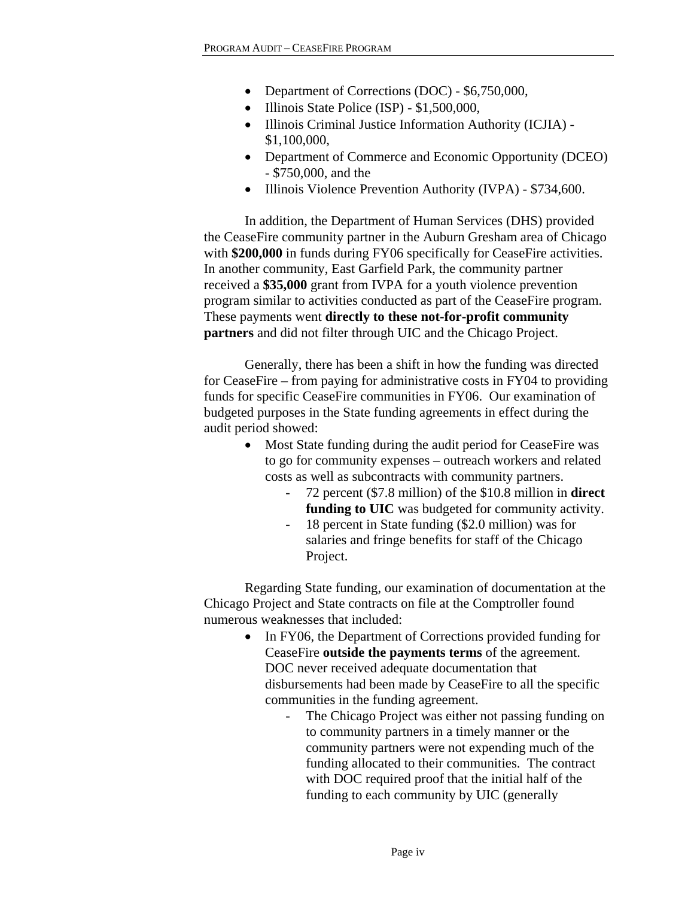- Department of Corrections (DOC) - $6,750,000,
- Illinois State Police (ISP) - $1,500,000,
- Illinois Criminal Justice Information Authority (ICJIA) - $1,100,000,
- Department of Commerce and Economic Opportunity (DCEO) - $750,000, and the
- Illinois Violence Prevention Authority (IVPA) - $734,600.

In addition, the Department of Human Services (DHS) provided the CeaseFire community partner in the Auburn Gresham area of Chicago with **$200,000** in funds during FY06 specifically for CeaseFire activities. In another community, East Garfield Park, the community partner received a **$35,000** grant from IVPA for a youth violence prevention program similar to activities conducted as part of the CeaseFire program. These payments went **directly to these not-for-profit community partners** and did not filter through UIC and the Chicago Project.

Generally, there has been a shift in how the funding was directed for CeaseFire – from paying for administrative costs in FY04 to providing funds for specific CeaseFire communities in FY06. Our examination of budgeted purposes in the State funding agreements in effect during the audit period showed:

- Most State funding during the audit period for CeaseFire was to go for community expenses – outreach workers and related costs as well as subcontracts with community partners.
  - 72 percent ($7.8 million) of the $10.8 million in **direct funding to UIC** was budgeted for community activity.
  - 18 percent in State funding ($2.0 million) was for salaries and fringe benefits for staff of the Chicago Project.

Regarding State funding, our examination of documentation at the Chicago Project and State contracts on file at the Comptroller found numerous weaknesses that included:

- In FY06, the Department of Corrections provided funding for CeaseFire **outside the payments terms** of the agreement. DOC never received adequate documentation that disbursements had been made by CeaseFire to all the specific communities in the funding agreement.
  - The Chicago Project was either not passing funding on to community partners in a timely manner or the community partners were not expending much of the funding allocated to their communities. The contract with DOC required proof that the initial half of the funding to each community by UIC (generally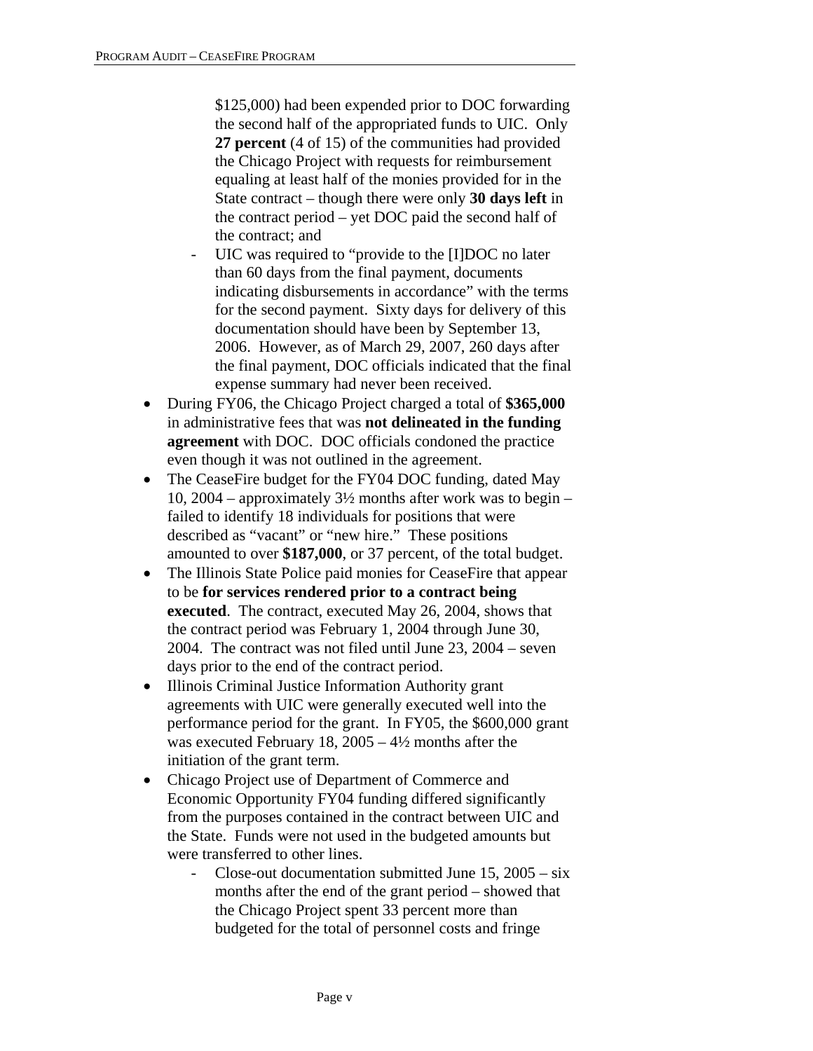$125,000) had been expended prior to DOC forwarding the second half of the appropriated funds to UIC. Only **27 percent** (4 of 15) of the communities had provided the Chicago Project with requests for reimbursement equaling at least half of the monies provided for in the State contract – though there were only **30 days left** in the contract period – yet DOC paid the second half of the contract; and

  - UIC was required to "provide to the [I]DOC no later than 60 days from the final payment, documents indicating disbursements in accordance" with the terms for the second payment. Sixty days for delivery of this documentation should have been by September 13, 2006. However, as of March 29, 2007, 260 days after the final payment, DOC officials indicated that the final expense summary had never been received.

- During FY06, the Chicago Project charged a total of **$365,000** in administrative fees that was **not delineated in the funding agreement** with DOC. DOC officials condoned the practice even though it was not outlined in the agreement.
- The CeaseFire budget for the FY04 DOC funding, dated May 10, 2004 – approximately 3½ months after work was to begin – failed to identify 18 individuals for positions that were described as "vacant" or "new hire." These positions amounted to over **$187,000**, or 37 percent, of the total budget.
- The Illinois State Police paid monies for CeaseFire that appear to be **for services rendered prior to a contract being executed**. The contract, executed May 26, 2004, shows that the contract period was February 1, 2004 through June 30, 2004. The contract was not filed until June 23, 2004 – seven days prior to the end of the contract period.
- Illinois Criminal Justice Information Authority grant agreements with UIC were generally executed well into the performance period for the grant. In FY05, the $600,000 grant was executed February 18, 2005 – 4½ months after the initiation of the grant term.
- Chicago Project use of Department of Commerce and Economic Opportunity FY04 funding differed significantly from the purposes contained in the contract between UIC and the State. Funds were not used in the budgeted amounts but were transferred to other lines.
  - Close-out documentation submitted June 15, 2005 – six months after the end of the grant period – showed that the Chicago Project spent 33 percent more than budgeted for the total of personnel costs and fringe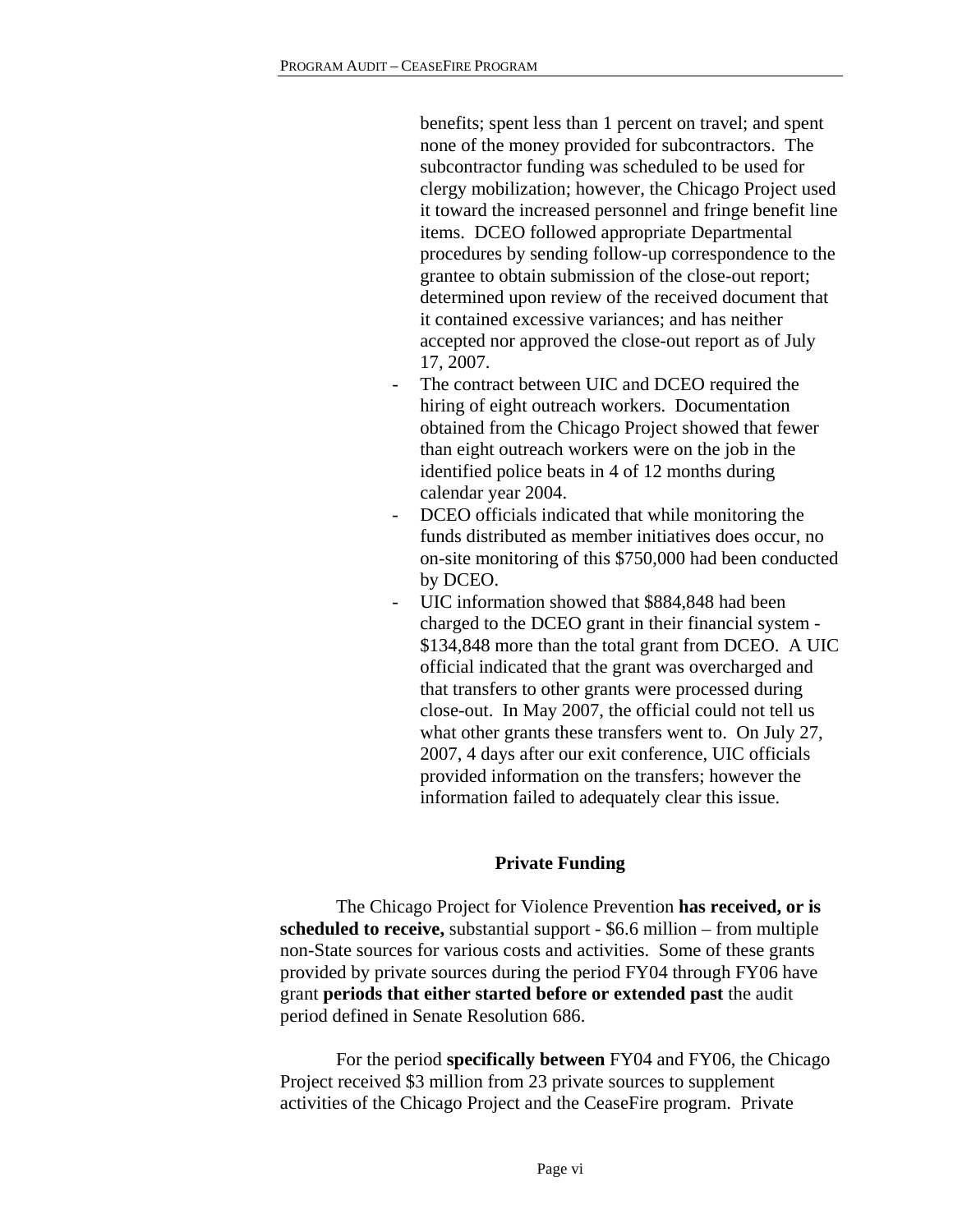benefits; spent less than 1 percent on travel; and spent none of the money provided for subcontractors. The subcontractor funding was scheduled to be used for clergy mobilization; however, the Chicago Project used it toward the increased personnel and fringe benefit line items. DCEO followed appropriate Departmental procedures by sending follow-up correspondence to the grantee to obtain submission of the close-out report; determined upon review of the received document that it contained excessive variances; and has neither accepted nor approved the close-out report as of July 17, 2007.

- The contract between UIC and DCEO required the hiring of eight outreach workers. Documentation obtained from the Chicago Project showed that fewer than eight outreach workers were on the job in the identified police beats in 4 of 12 months during calendar year 2004.
- DCEO officials indicated that while monitoring the funds distributed as member initiatives does occur, no on-site monitoring of this $750,000 had been conducted by DCEO.
- UIC information showed that $884,848 had been charged to the DCEO grant in their financial system - $134,848 more than the total grant from DCEO. A UIC official indicated that the grant was overcharged and that transfers to other grants were processed during close-out. In May 2007, the official could not tell us what other grants these transfers went to. On July 27, 2007, 4 days after our exit conference, UIC officials provided information on the transfers; however the information failed to adequately clear this issue.

**Private Funding**

The Chicago Project for Violence Prevention **has received, or is scheduled to receive,** substantial support - $6.6 million – from multiple non-State sources for various costs and activities. Some of these grants provided by private sources during the period FY04 through FY06 have grant **periods that either started before or extended past** the audit period defined in Senate Resolution 686.

For the period **specifically between** FY04 and FY06, the Chicago Project received $3 million from 23 private sources to supplement activities of the Chicago Project and the CeaseFire program. Private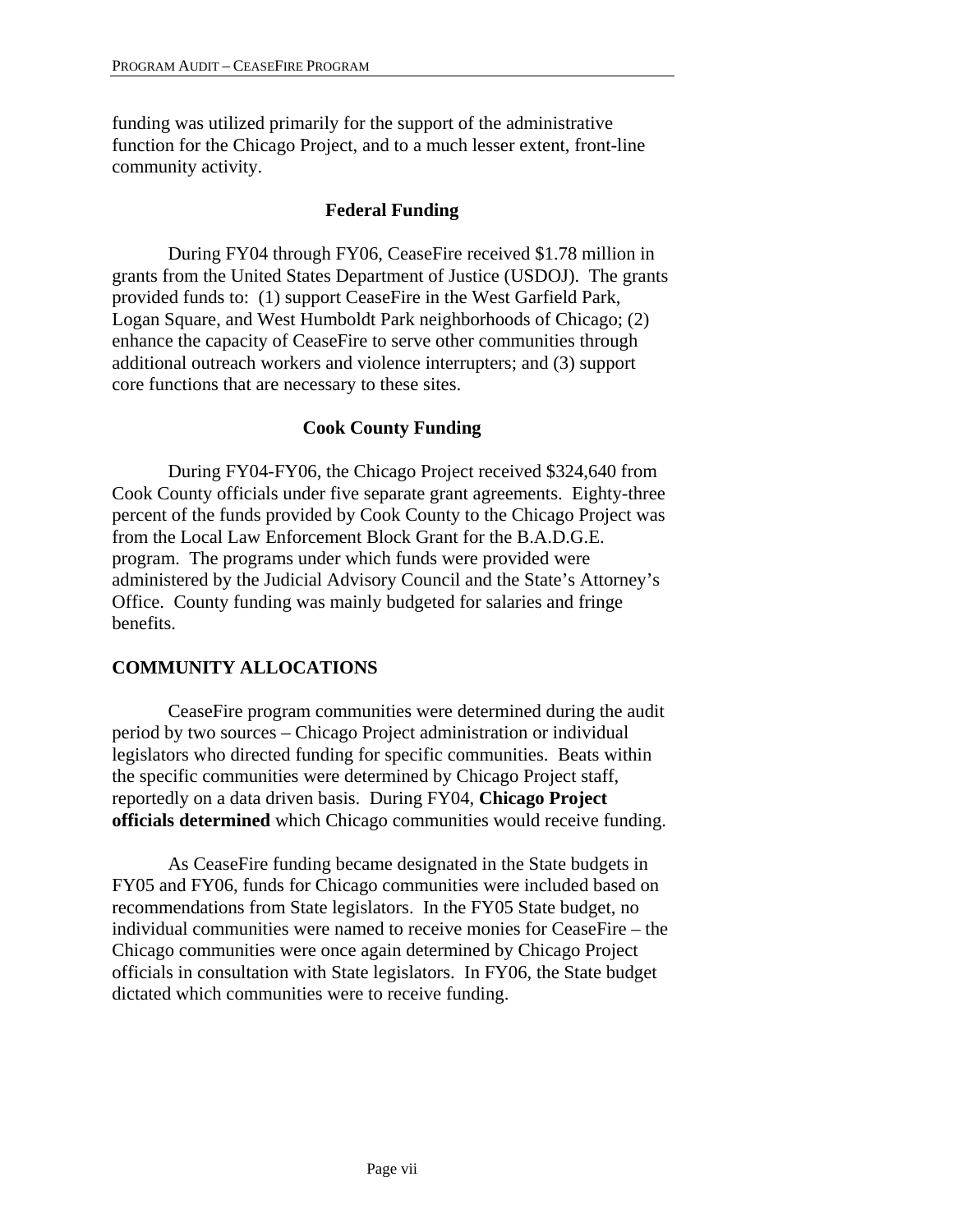funding was utilized primarily for the support of the administrative function for the Chicago Project, and to a much lesser extent, front-line community activity.

### Federal Funding

During FY04 through FY06, CeaseFire received $1.78 million in grants from the United States Department of Justice (USDOJ). The grants provided funds to: (1) support CeaseFire in the West Garfield Park, Logan Square, and West Humboldt Park neighborhoods of Chicago; (2) enhance the capacity of CeaseFire to serve other communities through additional outreach workers and violence interrupters; and (3) support core functions that are necessary to these sites.

### Cook County Funding

During FY04-FY06, the Chicago Project received $324,640 from Cook County officials under five separate grant agreements. Eighty-three percent of the funds provided by Cook County to the Chicago Project was from the Local Law Enforcement Block Grant for the B.A.D.G.E. program. The programs under which funds were provided were administered by the Judicial Advisory Council and the State's Attorney's Office. County funding was mainly budgeted for salaries and fringe benefits.

## COMMUNITY ALLOCATIONS

CeaseFire program communities were determined during the audit period by two sources – Chicago Project administration or individual legislators who directed funding for specific communities. Beats within the specific communities were determined by Chicago Project staff, reportedly on a data driven basis. During FY04, **Chicago Project officials determined** which Chicago communities would receive funding.

As CeaseFire funding became designated in the State budgets in FY05 and FY06, funds for Chicago communities were included based on recommendations from State legislators. In the FY05 State budget, no individual communities were named to receive monies for CeaseFire – the Chicago communities were once again determined by Chicago Project officials in consultation with State legislators. In FY06, the State budget dictated which communities were to receive funding.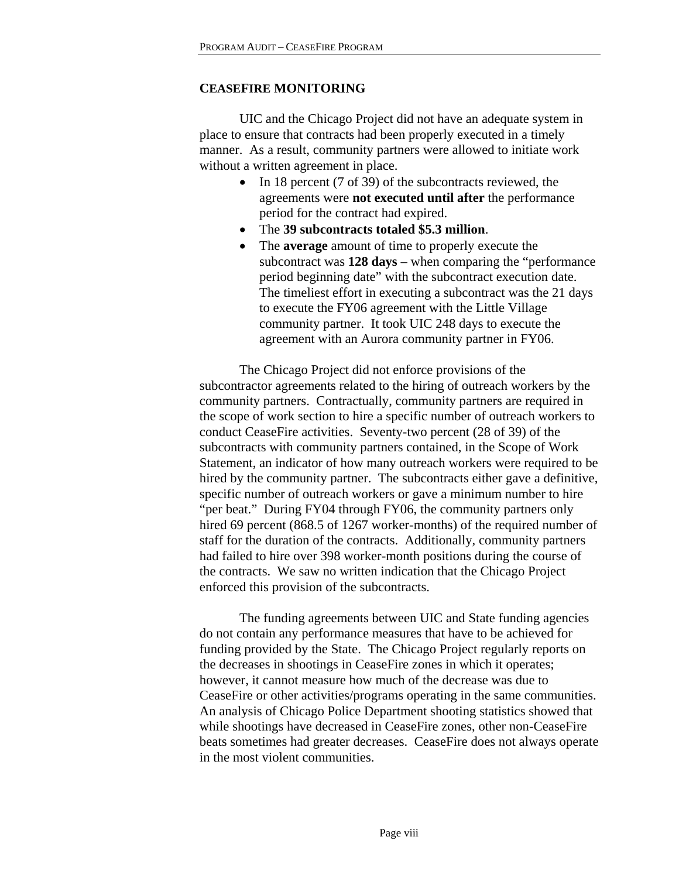## CEASEFIRE MONITORING

UIC and the Chicago Project did not have an adequate system in place to ensure that contracts had been properly executed in a timely manner. As a result, community partners were allowed to initiate work without a written agreement in place.

- In 18 percent (7 of 39) of the subcontracts reviewed, the agreements were **not executed until after** the performance period for the contract had expired.
- The **39 subcontracts totaled $5.3 million**.
- The **average** amount of time to properly execute the subcontract was **128 days** – when comparing the "performance period beginning date" with the subcontract execution date. The timeliest effort in executing a subcontract was the 21 days to execute the FY06 agreement with the Little Village community partner. It took UIC 248 days to execute the agreement with an Aurora community partner in FY06.

The Chicago Project did not enforce provisions of the subcontractor agreements related to the hiring of outreach workers by the community partners. Contractually, community partners are required in the scope of work section to hire a specific number of outreach workers to conduct CeaseFire activities. Seventy-two percent (28 of 39) of the subcontracts with community partners contained, in the Scope of Work Statement, an indicator of how many outreach workers were required to be hired by the community partner. The subcontracts either gave a definitive, specific number of outreach workers or gave a minimum number to hire "per beat." During FY04 through FY06, the community partners only hired 69 percent (868.5 of 1267 worker-months) of the required number of staff for the duration of the contracts. Additionally, community partners had failed to hire over 398 worker-month positions during the course of the contracts. We saw no written indication that the Chicago Project enforced this provision of the subcontracts.

The funding agreements between UIC and State funding agencies do not contain any performance measures that have to be achieved for funding provided by the State. The Chicago Project regularly reports on the decreases in shootings in CeaseFire zones in which it operates; however, it cannot measure how much of the decrease was due to CeaseFire or other activities/programs operating in the same communities. An analysis of Chicago Police Department shooting statistics showed that while shootings have decreased in CeaseFire zones, other non-CeaseFire beats sometimes had greater decreases. CeaseFire does not always operate in the most violent communities.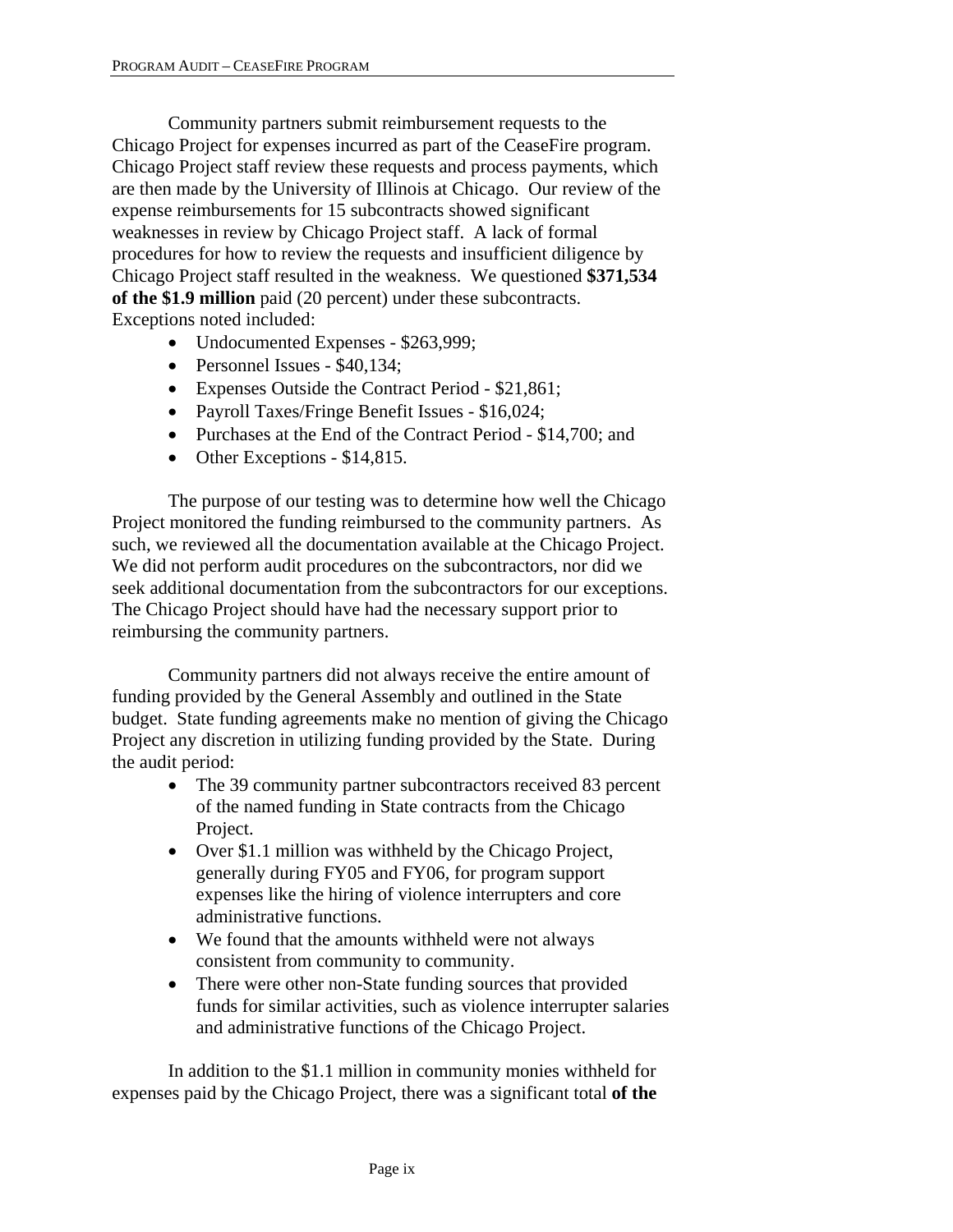Community partners submit reimbursement requests to the Chicago Project for expenses incurred as part of the CeaseFire program. Chicago Project staff review these requests and process payments, which are then made by the University of Illinois at Chicago. Our review of the expense reimbursements for 15 subcontracts showed significant weaknesses in review by Chicago Project staff. A lack of formal procedures for how to review the requests and insufficient diligence by Chicago Project staff resulted in the weakness. We questioned **$371,534 of the $1.9 million** paid (20 percent) under these subcontracts. Exceptions noted included:

- Undocumented Expenses - $263,999;
- Personnel Issues - $40,134;
- Expenses Outside the Contract Period - $21,861;
- Payroll Taxes/Fringe Benefit Issues - $16,024;
- Purchases at the End of the Contract Period - $14,700; and
- Other Exceptions - $14,815.

The purpose of our testing was to determine how well the Chicago Project monitored the funding reimbursed to the community partners. As such, we reviewed all the documentation available at the Chicago Project. We did not perform audit procedures on the subcontractors, nor did we seek additional documentation from the subcontractors for our exceptions. The Chicago Project should have had the necessary support prior to reimbursing the community partners.

Community partners did not always receive the entire amount of funding provided by the General Assembly and outlined in the State budget. State funding agreements make no mention of giving the Chicago Project any discretion in utilizing funding provided by the State. During the audit period:

- The 39 community partner subcontractors received 83 percent of the named funding in State contracts from the Chicago Project.
- Over $1.1 million was withheld by the Chicago Project, generally during FY05 and FY06, for program support expenses like the hiring of violence interrupters and core administrative functions.
- We found that the amounts withheld were not always consistent from community to community.
- There were other non-State funding sources that provided funds for similar activities, such as violence interrupter salaries and administrative functions of the Chicago Project.

In addition to the $1.1 million in community monies withheld for expenses paid by the Chicago Project, there was a significant total **of the**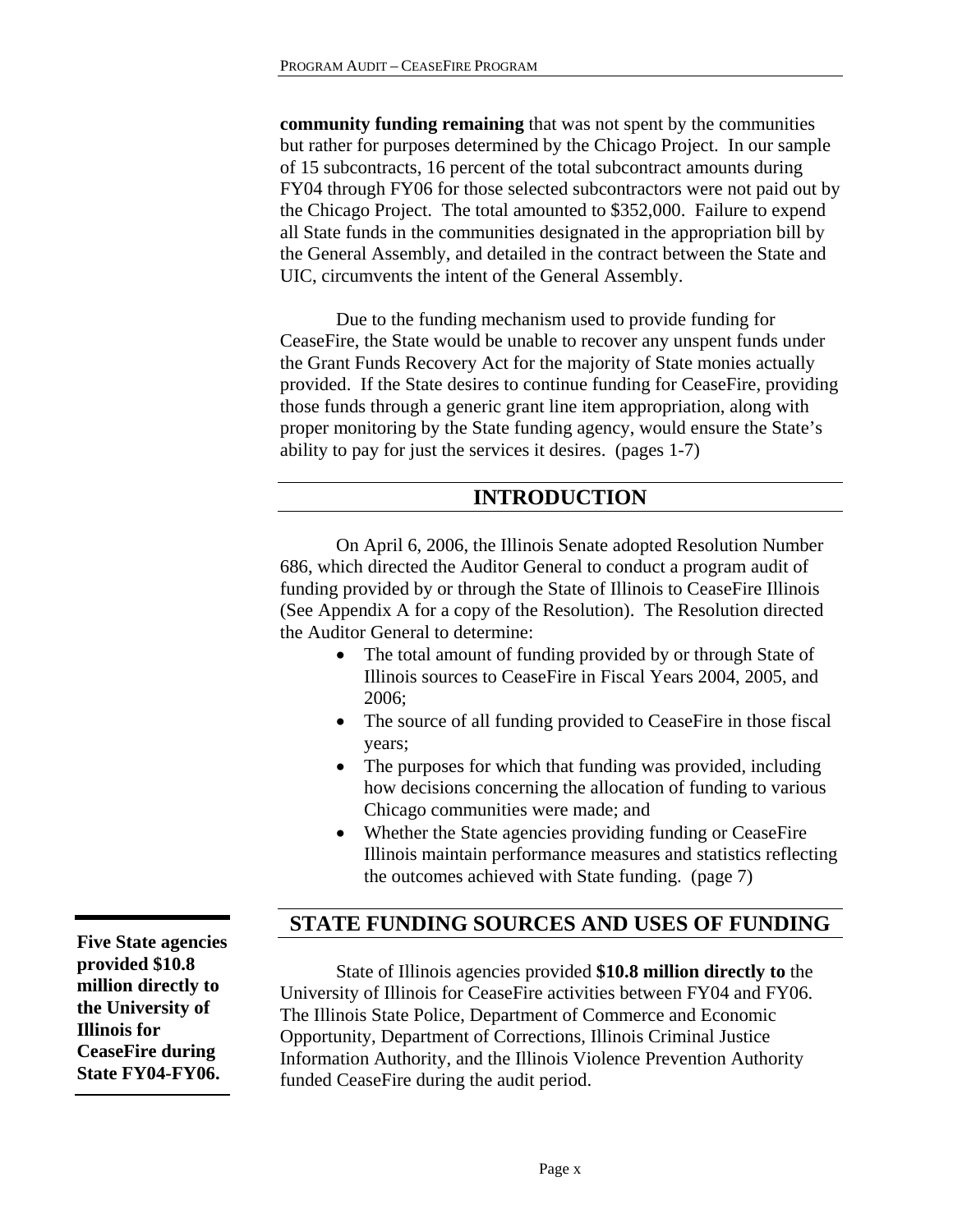**community funding remaining** that was not spent by the communities but rather for purposes determined by the Chicago Project. In our sample of 15 subcontracts, 16 percent of the total subcontract amounts during FY04 through FY06 for those selected subcontractors were not paid out by the Chicago Project. The total amounted to $352,000. Failure to expend all State funds in the communities designated in the appropriation bill by the General Assembly, and detailed in the contract between the State and UIC, circumvents the intent of the General Assembly.

Due to the funding mechanism used to provide funding for CeaseFire, the State would be unable to recover any unspent funds under the Grant Funds Recovery Act for the majority of State monies actually provided. If the State desires to continue funding for CeaseFire, providing those funds through a generic grant line item appropriation, along with proper monitoring by the State funding agency, would ensure the State's ability to pay for just the services it desires. (pages 1-7)

## INTRODUCTION

On April 6, 2006, the Illinois Senate adopted Resolution Number 686, which directed the Auditor General to conduct a program audit of funding provided by or through the State of Illinois to CeaseFire Illinois (See Appendix A for a copy of the Resolution). The Resolution directed the Auditor General to determine:

- The total amount of funding provided by or through State of Illinois sources to CeaseFire in Fiscal Years 2004, 2005, and 2006;
- The source of all funding provided to CeaseFire in those fiscal years;
- The purposes for which that funding was provided, including how decisions concerning the allocation of funding to various Chicago communities were made; and
- Whether the State agencies providing funding or CeaseFire Illinois maintain performance measures and statistics reflecting the outcomes achieved with State funding. (page 7)

## STATE FUNDING SOURCES AND USES OF FUNDING

**Five State agencies provided $10.8 million directly to the University of Illinois for CeaseFire during State FY04-FY06.**

State of Illinois agencies provided **$10.8 million directly to** the University of Illinois for CeaseFire activities between FY04 and FY06. The Illinois State Police, Department of Commerce and Economic Opportunity, Department of Corrections, Illinois Criminal Justice Information Authority, and the Illinois Violence Prevention Authority funded CeaseFire during the audit period.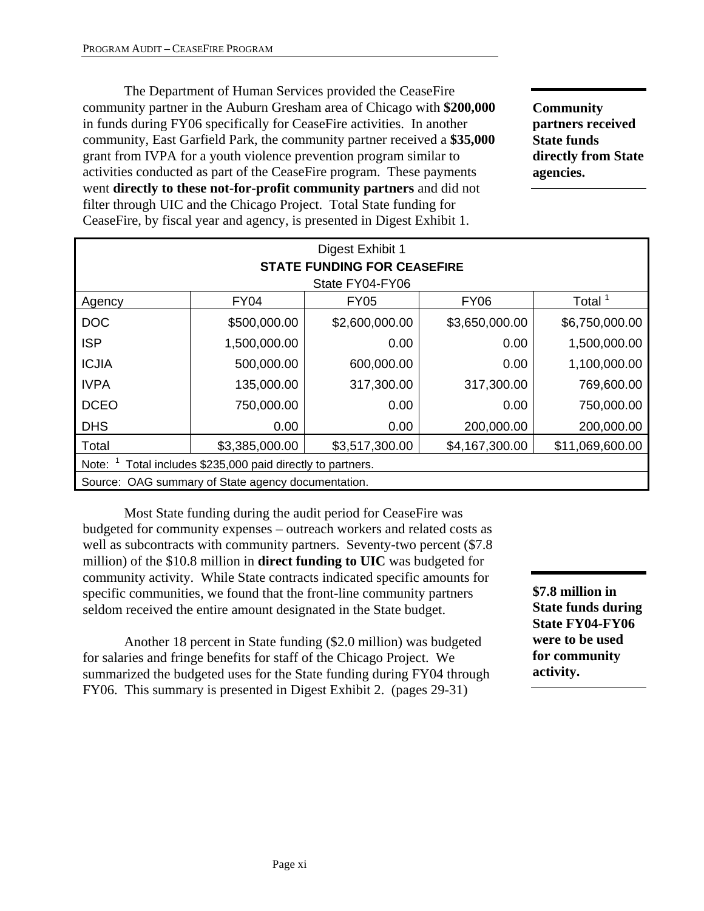The Department of Human Services provided the CeaseFire community partner in the Auburn Gresham area of Chicago with **$200,000** in funds during FY06 specifically for CeaseFire activities. In another community, East Garfield Park, the community partner received a **$35,000** grant from IVPA for a youth violence prevention program similar to activities conducted as part of the CeaseFire program. These payments went **directly to these not-for-profit community partners** and did not filter through UIC and the Chicago Project. Total State funding for CeaseFire, by fiscal year and agency, is presented in Digest Exhibit 1.

**Community partners received State funds directly from State agencies.**

| Digest Exhibit 1<br>**STATE FUNDING FOR CEASEFIRE**<br>State FY04-FY06 | | | | |
|---|---|---|---|---|
| Agency | FY04 | FY05 | FY06 | Total [1] |
| DOC | $500,000.00 | $2,600,000.00 | $3,650,000.00 | $6,750,000.00 |
| ISP | 1,500,000.00 | 0.00 | 0.00 | 1,500,000.00 |
| ICJIA | 500,000.00 | 600,000.00 | 0.00 | 1,100,000.00 |
| IVPA | 135,000.00 | 317,300.00 | 317,300.00 | 769,600.00 |
| DCEO | 750,000.00 | 0.00 | 0.00 | 750,000.00 |
| DHS | 0.00 | 0.00 | 200,000.00 | 200,000.00 |
| Total | $3,385,000.00 | $3,517,300.00 | $4,167,300.00 | $11,069,600.00 |

Note: [1] Total includes $235,000 paid directly to partners.

Source: OAG summary of State agency documentation.

Most State funding during the audit period for CeaseFire was budgeted for community expenses – outreach workers and related costs as well as subcontracts with community partners. Seventy-two percent ($7.8 million) of the $10.8 million in **direct funding to UIC** was budgeted for community activity. While State contracts indicated specific amounts for specific communities, we found that the front-line community partners seldom received the entire amount designated in the State budget.

**$7.8 million in State funds during State FY04-FY06 were to be used for community activity.**

Another 18 percent in State funding ($2.0 million) was budgeted for salaries and fringe benefits for staff of the Chicago Project. We summarized the budgeted uses for the State funding during FY04 through FY06. This summary is presented in Digest Exhibit 2. (pages 29-31)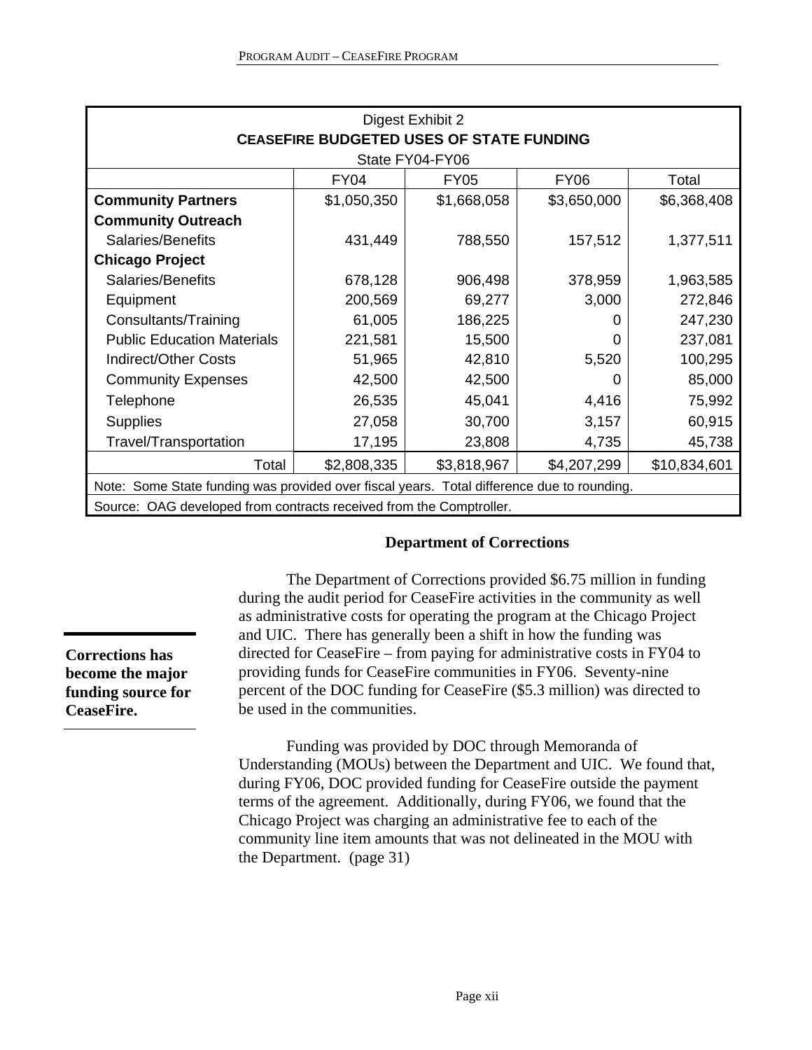Digest Exhibit 2

**CEASEFIRE BUDGETED USES OF STATE FUNDING**

State FY04-FY06

| | FY04 | FY05 | FY06 | Total |
|---|---|---|---|---|
| **Community Partners** | $1,050,350 | $1,668,058 | $3,650,000 | $6,368,408 |
| **Community Outreach** | | | | |
| Salaries/Benefits | 431,449 | 788,550 | 157,512 | 1,377,511 |
| **Chicago Project** | | | | |
| Salaries/Benefits | 678,128 | 906,498 | 378,959 | 1,963,585 |
| Equipment | 200,569 | 69,277 | 3,000 | 272,846 |
| Consultants/Training | 61,005 | 186,225 | 0 | 247,230 |
| Public Education Materials | 221,581 | 15,500 | 0 | 237,081 |
| Indirect/Other Costs | 51,965 | 42,810 | 5,520 | 100,295 |
| Community Expenses | 42,500 | 42,500 | 0 | 85,000 |
| Telephone | 26,535 | 45,041 | 4,416 | 75,992 |
| Supplies | 27,058 | 30,700 | 3,157 | 60,915 |
| Travel/Transportation | 17,195 | 23,808 | 4,735 | 45,738 |
| Total | $2,808,335 | $3,818,967 | $4,207,299 | $10,834,601 |

Note: Some State funding was provided over fiscal years. Total difference due to rounding.

Source: OAG developed from contracts received from the Comptroller.

## Department of Corrections

**Corrections has become the major funding source for CeaseFire.**

The Department of Corrections provided $6.75 million in funding during the audit period for CeaseFire activities in the community as well as administrative costs for operating the program at the Chicago Project and UIC. There has generally been a shift in how the funding was directed for CeaseFire – from paying for administrative costs in FY04 to providing funds for CeaseFire communities in FY06. Seventy-nine percent of the DOC funding for CeaseFire ($5.3 million) was directed to be used in the communities.

Funding was provided by DOC through Memoranda of Understanding (MOUs) between the Department and UIC. We found that, during FY06, DOC provided funding for CeaseFire outside the payment terms of the agreement. Additionally, during FY06, we found that the Chicago Project was charging an administrative fee to each of the community line item amounts that was not delineated in the MOU with the Department. (page 31)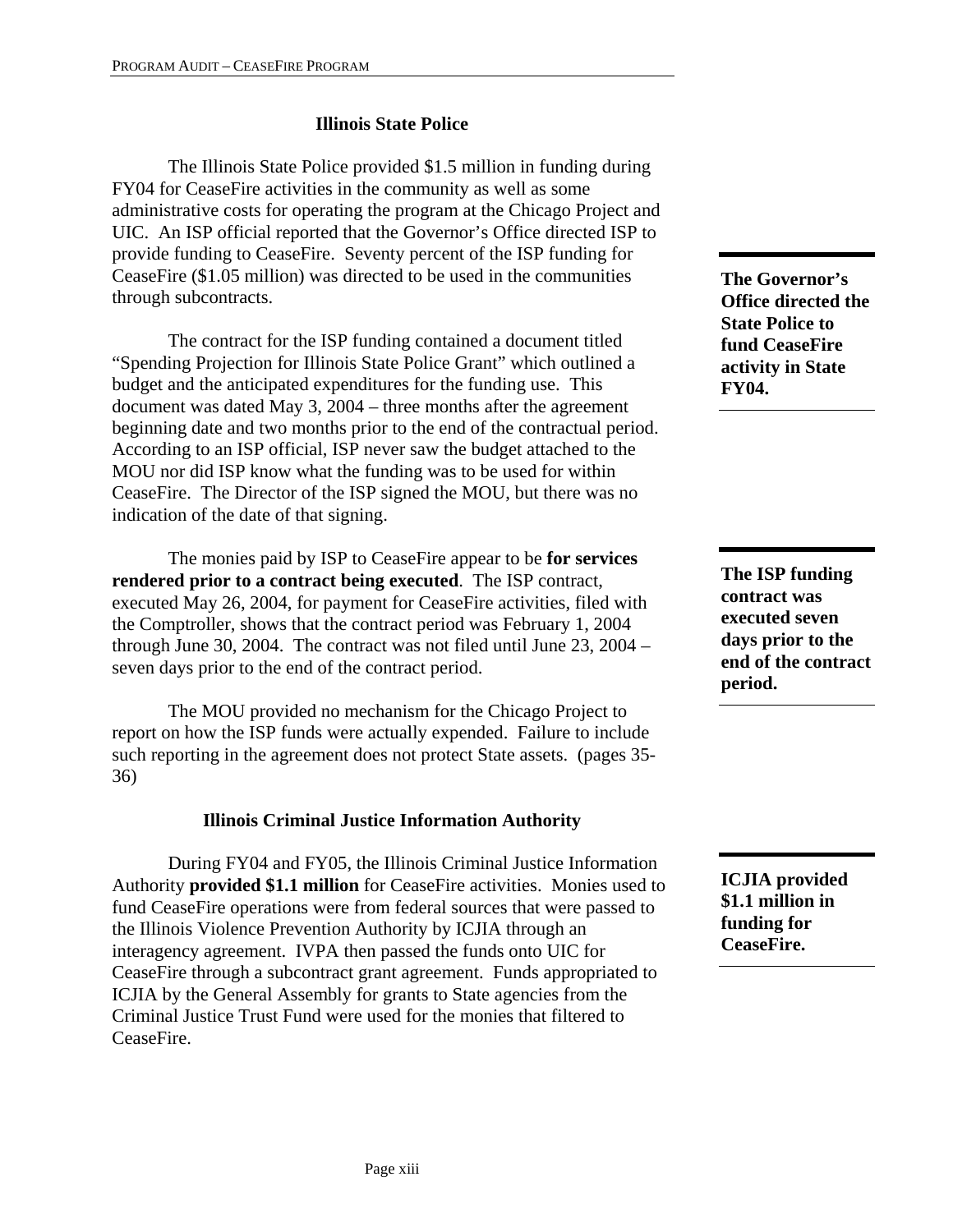### Illinois State Police

The Illinois State Police provided $1.5 million in funding during FY04 for CeaseFire activities in the community as well as some administrative costs for operating the program at the Chicago Project and UIC. An ISP official reported that the Governor's Office directed ISP to provide funding to CeaseFire. Seventy percent of the ISP funding for CeaseFire ($1.05 million) was directed to be used in the communities through subcontracts.

**The Governor's Office directed the State Police to fund CeaseFire activity in State FY04.**

The contract for the ISP funding contained a document titled "Spending Projection for Illinois State Police Grant" which outlined a budget and the anticipated expenditures for the funding use. This document was dated May 3, 2004 – three months after the agreement beginning date and two months prior to the end of the contractual period. According to an ISP official, ISP never saw the budget attached to the MOU nor did ISP know what the funding was to be used for within CeaseFire. The Director of the ISP signed the MOU, but there was no indication of the date of that signing.

The monies paid by ISP to CeaseFire appear to be **for services rendered prior to a contract being executed**. The ISP contract, executed May 26, 2004, for payment for CeaseFire activities, filed with the Comptroller, shows that the contract period was February 1, 2004 through June 30, 2004. The contract was not filed until June 23, 2004 – seven days prior to the end of the contract period.

**The ISP funding contract was executed seven days prior to the end of the contract period.**

The MOU provided no mechanism for the Chicago Project to report on how the ISP funds were actually expended. Failure to include such reporting in the agreement does not protect State assets. (pages 35-36)

### Illinois Criminal Justice Information Authority

During FY04 and FY05, the Illinois Criminal Justice Information Authority **provided $1.1 million** for CeaseFire activities. Monies used to fund CeaseFire operations were from federal sources that were passed to the Illinois Violence Prevention Authority by ICJIA through an interagency agreement. IVPA then passed the funds onto UIC for CeaseFire through a subcontract grant agreement. Funds appropriated to ICJIA by the General Assembly for grants to State agencies from the Criminal Justice Trust Fund were used for the monies that filtered to CeaseFire.

**ICJIA provided $1.1 million in funding for CeaseFire.**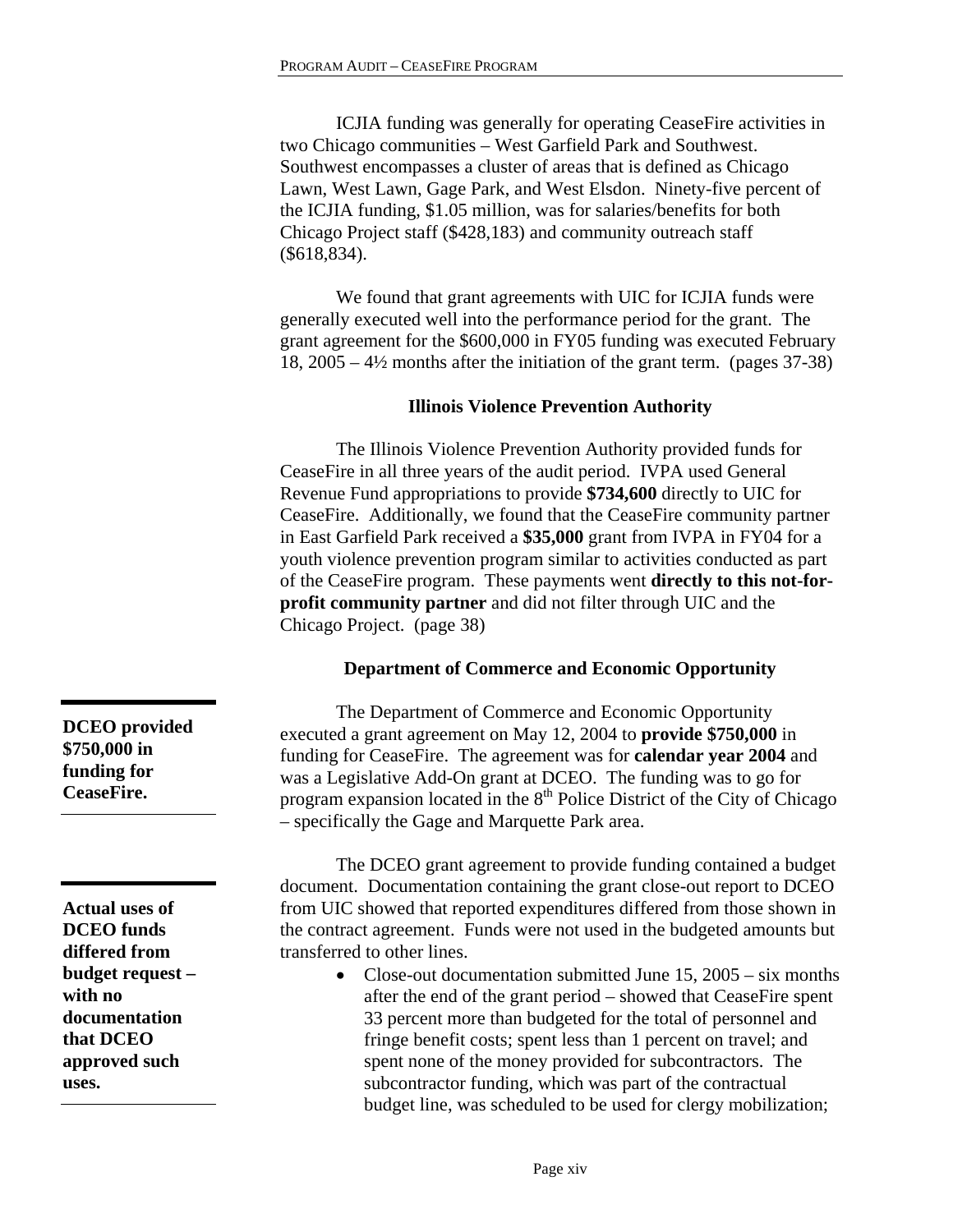ICJIA funding was generally for operating CeaseFire activities in two Chicago communities – West Garfield Park and Southwest. Southwest encompasses a cluster of areas that is defined as Chicago Lawn, West Lawn, Gage Park, and West Elsdon. Ninety-five percent of the ICJIA funding, $1.05 million, was for salaries/benefits for both Chicago Project staff ($428,183) and community outreach staff ($618,834).

We found that grant agreements with UIC for ICJIA funds were generally executed well into the performance period for the grant. The grant agreement for the $600,000 in FY05 funding was executed February 18, 2005 – 4½ months after the initiation of the grant term. (pages 37-38)

### Illinois Violence Prevention Authority

The Illinois Violence Prevention Authority provided funds for CeaseFire in all three years of the audit period. IVPA used General Revenue Fund appropriations to provide **$734,600** directly to UIC for CeaseFire. Additionally, we found that the CeaseFire community partner in East Garfield Park received a **$35,000** grant from IVPA in FY04 for a youth violence prevention program similar to activities conducted as part of the CeaseFire program. These payments went **directly to this not-for-profit community partner** and did not filter through UIC and the Chicago Project. (page 38)

### Department of Commerce and Economic Opportunity

**DCEO provided $750,000 in funding for CeaseFire.**

The Department of Commerce and Economic Opportunity executed a grant agreement on May 12, 2004 to **provide $750,000** in funding for CeaseFire. The agreement was for **calendar year 2004** and was a Legislative Add-On grant at DCEO. The funding was to go for program expansion located in the 8th Police District of the City of Chicago – specifically the Gage and Marquette Park area.

**Actual uses of DCEO funds differed from budget request – with no documentation that DCEO approved such uses.**

The DCEO grant agreement to provide funding contained a budget document. Documentation containing the grant close-out report to DCEO from UIC showed that reported expenditures differed from those shown in the contract agreement. Funds were not used in the budgeted amounts but transferred to other lines.

- Close-out documentation submitted June 15, 2005 – six months after the end of the grant period – showed that CeaseFire spent 33 percent more than budgeted for the total of personnel and fringe benefit costs; spent less than 1 percent on travel; and spent none of the money provided for subcontractors. The subcontractor funding, which was part of the contractual budget line, was scheduled to be used for clergy mobilization;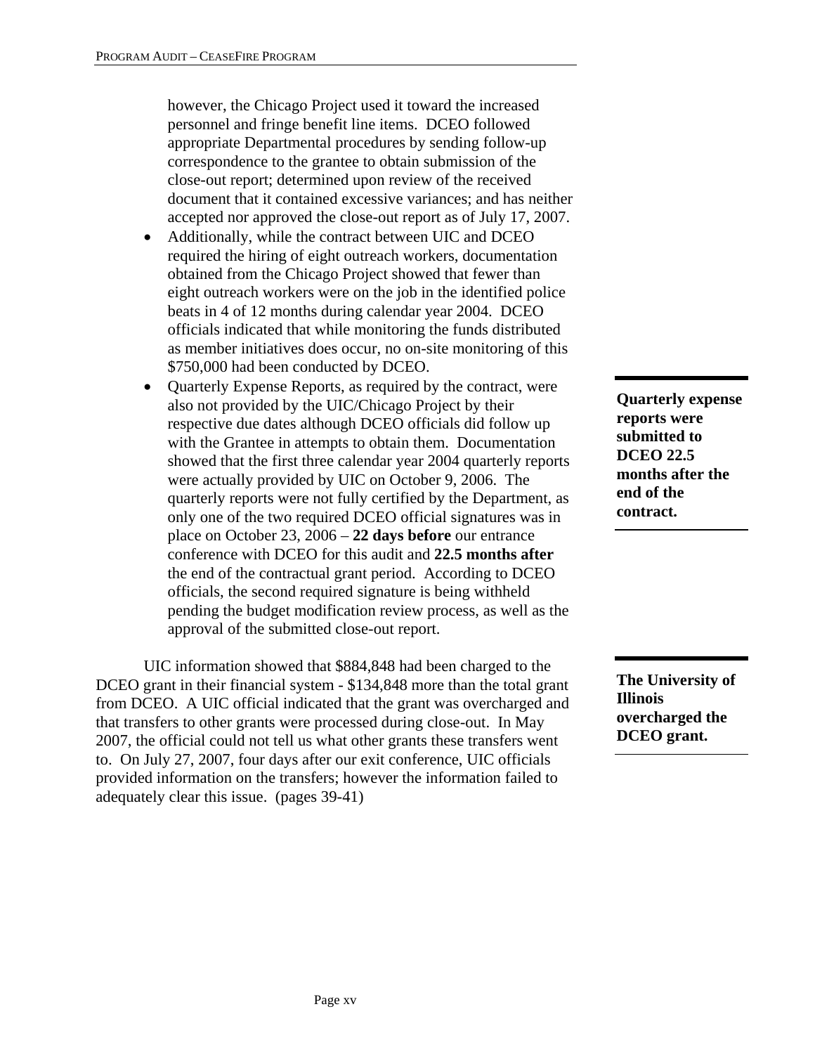however, the Chicago Project used it toward the increased personnel and fringe benefit line items. DCEO followed appropriate Departmental procedures by sending follow-up correspondence to the grantee to obtain submission of the close-out report; determined upon review of the received document that it contained excessive variances; and has neither accepted nor approved the close-out report as of July 17, 2007.

- Additionally, while the contract between UIC and DCEO required the hiring of eight outreach workers, documentation obtained from the Chicago Project showed that fewer than eight outreach workers were on the job in the identified police beats in 4 of 12 months during calendar year 2004. DCEO officials indicated that while monitoring the funds distributed as member initiatives does occur, no on-site monitoring of this $750,000 had been conducted by DCEO.
- Quarterly Expense Reports, as required by the contract, were also not provided by the UIC/Chicago Project by their respective due dates although DCEO officials did follow up with the Grantee in attempts to obtain them. Documentation showed that the first three calendar year 2004 quarterly reports were actually provided by UIC on October 9, 2006. The quarterly reports were not fully certified by the Department, as only one of the two required DCEO official signatures was in place on October 23, 2006 – **22 days before** our entrance conference with DCEO for this audit and **22.5 months after** the end of the contractual grant period. According to DCEO officials, the second required signature is being withheld pending the budget modification review process, as well as the approval of the submitted close-out report.

**Quarterly expense reports were submitted to DCEO 22.5 months after the end of the contract.**

UIC information showed that $884,848 had been charged to the DCEO grant in their financial system - $134,848 more than the total grant from DCEO. A UIC official indicated that the grant was overcharged and that transfers to other grants were processed during close-out. In May 2007, the official could not tell us what other grants these transfers went to. On July 27, 2007, four days after our exit conference, UIC officials provided information on the transfers; however the information failed to adequately clear this issue. (pages 39-41)

**The University of Illinois overcharged the DCEO grant.**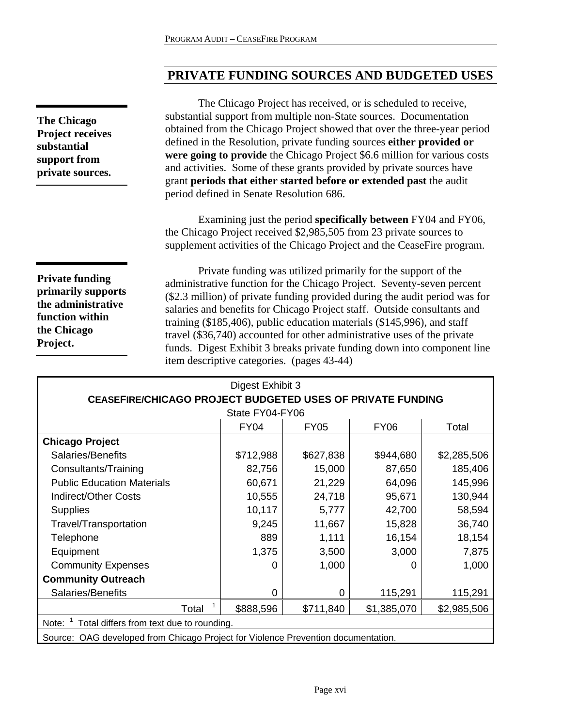## PRIVATE FUNDING SOURCES AND BUDGETED USES

**The Chicago Project receives substantial support from private sources.**

The Chicago Project has received, or is scheduled to receive, substantial support from multiple non-State sources. Documentation obtained from the Chicago Project showed that over the three-year period defined in the Resolution, private funding sources **either provided or were going to provide** the Chicago Project $6.6 million for various costs and activities. Some of these grants provided by private sources have grant **periods that either started before or extended past** the audit period defined in Senate Resolution 686.

Examining just the period **specifically between** FY04 and FY06, the Chicago Project received $2,985,505 from 23 private sources to supplement activities of the Chicago Project and the CeaseFire program.

**Private funding primarily supports the administrative function within the Chicago Project.**

Private funding was utilized primarily for the support of the administrative function for the Chicago Project. Seventy-seven percent ($2.3 million) of private funding provided during the audit period was for salaries and benefits for Chicago Project staff. Outside consultants and training ($185,406), public education materials ($145,996), and staff travel ($36,740) accounted for other administrative uses of the private funds. Digest Exhibit 3 breaks private funding down into component line item descriptive categories. (pages 43-44)

Digest Exhibit 3
**CEASEFIRE/CHICAGO PROJECT BUDGETED USES OF PRIVATE FUNDING**
State FY04-FY06

| | FY04 | FY05 | FY06 | Total |
|---|---|---|---|---|
| **Chicago Project** | | | | |
| Salaries/Benefits | $712,988 | $627,838 | $944,680 | $2,285,506 |
| Consultants/Training | 82,756 | 15,000 | 87,650 | 185,406 |
| Public Education Materials | 60,671 | 21,229 | 64,096 | 145,996 |
| Indirect/Other Costs | 10,555 | 24,718 | 95,671 | 130,944 |
| Supplies | 10,117 | 5,777 | 42,700 | 58,594 |
| Travel/Transportation | 9,245 | 11,667 | 15,828 | 36,740 |
| Telephone | 889 | 1,111 | 16,154 | 18,154 |
| Equipment | 1,375 | 3,500 | 3,000 | 7,875 |
| Community Expenses | 0 | 1,000 | 0 | 1,000 |
| **Community Outreach** | | | | |
| Salaries/Benefits | 0 | 0 | 115,291 | 115,291 |
| Total [1] | $888,596 | $711,840 | $1,385,070 | $2,985,506 |

Note: [1] Total differs from text due to rounding.

Source: OAG developed from Chicago Project for Violence Prevention documentation.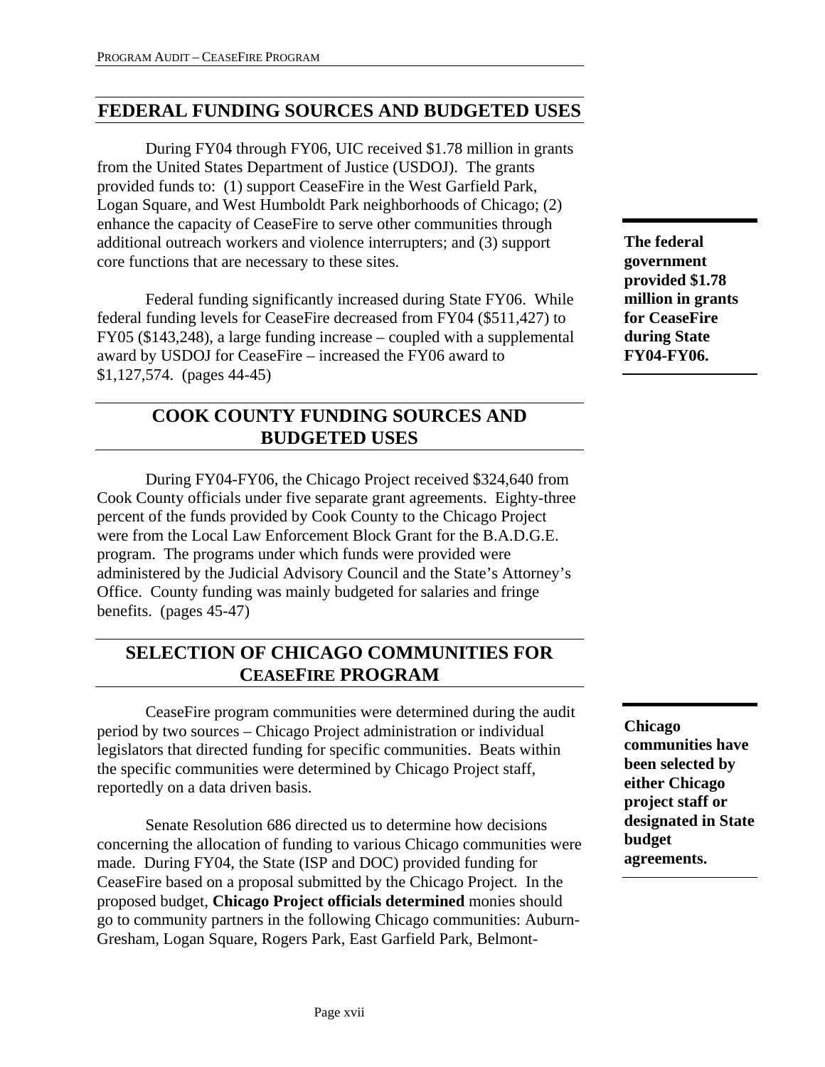## FEDERAL FUNDING SOURCES AND BUDGETED USES

During FY04 through FY06, UIC received $1.78 million in grants from the United States Department of Justice (USDOJ). The grants provided funds to: (1) support CeaseFire in the West Garfield Park, Logan Square, and West Humboldt Park neighborhoods of Chicago; (2) enhance the capacity of CeaseFire to serve other communities through additional outreach workers and violence interrupters; and (3) support core functions that are necessary to these sites.

**The federal government provided $1.78 million in grants for CeaseFire during State FY04-FY06.**

Federal funding significantly increased during State FY06. While federal funding levels for CeaseFire decreased from FY04 ($511,427) to FY05 ($143,248), a large funding increase – coupled with a supplemental award by USDOJ for CeaseFire – increased the FY06 award to $1,127,574. (pages 44-45)

## COOK COUNTY FUNDING SOURCES AND BUDGETED USES

During FY04-FY06, the Chicago Project received $324,640 from Cook County officials under five separate grant agreements. Eighty-three percent of the funds provided by Cook County to the Chicago Project were from the Local Law Enforcement Block Grant for the B.A.D.G.E. program. The programs under which funds were provided were administered by the Judicial Advisory Council and the State's Attorney's Office. County funding was mainly budgeted for salaries and fringe benefits. (pages 45-47)

## SELECTION OF CHICAGO COMMUNITIES FOR CEASEFIRE PROGRAM

CeaseFire program communities were determined during the audit period by two sources – Chicago Project administration or individual legislators that directed funding for specific communities. Beats within the specific communities were determined by Chicago Project staff, reportedly on a data driven basis.

**Chicago communities have been selected by either Chicago project staff or designated in State budget agreements.**

Senate Resolution 686 directed us to determine how decisions concerning the allocation of funding to various Chicago communities were made. During FY04, the State (ISP and DOC) provided funding for CeaseFire based on a proposal submitted by the Chicago Project. In the proposed budget, **Chicago Project officials determined** monies should go to community partners in the following Chicago communities: Auburn-Gresham, Logan Square, Rogers Park, East Garfield Park, Belmont-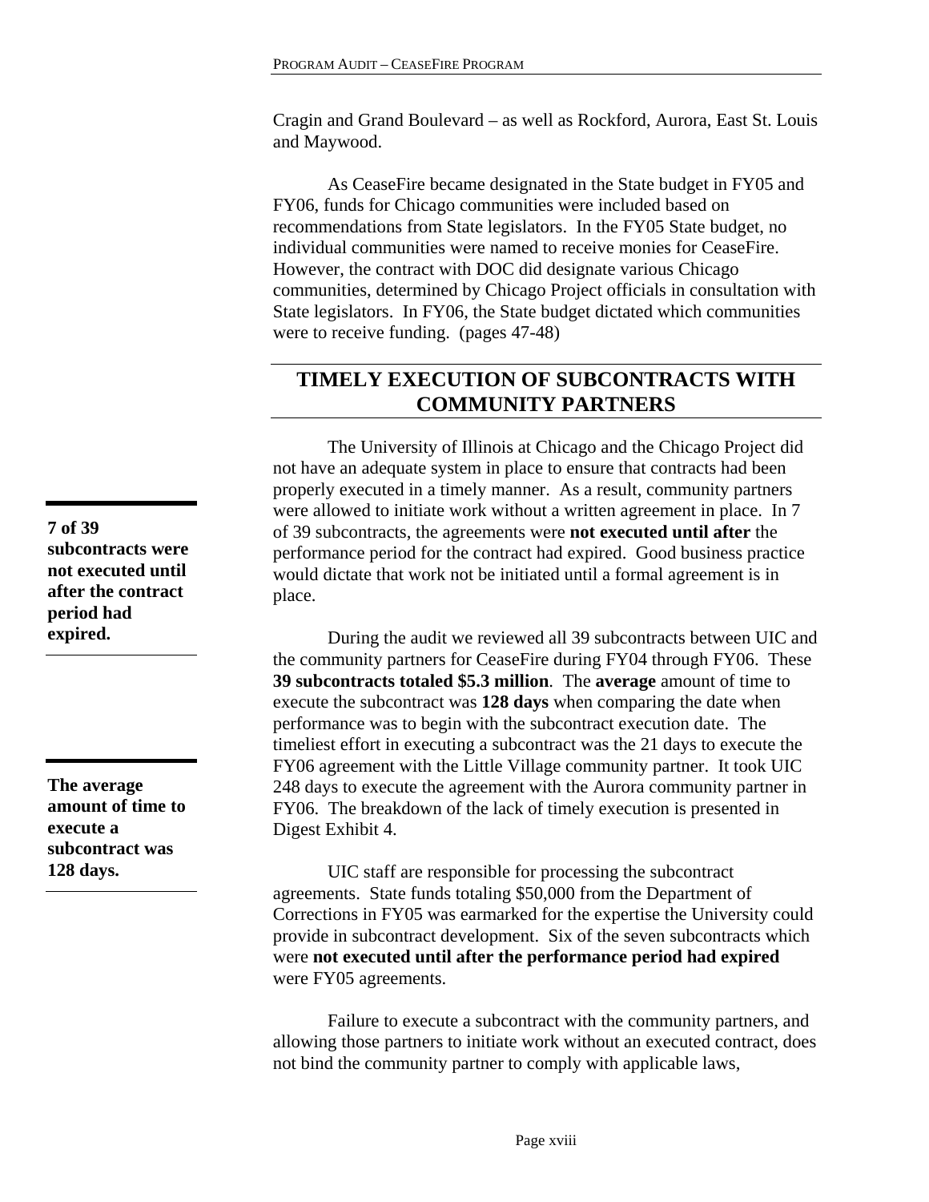Cragin and Grand Boulevard – as well as Rockford, Aurora, East St. Louis and Maywood.

As CeaseFire became designated in the State budget in FY05 and FY06, funds for Chicago communities were included based on recommendations from State legislators. In the FY05 State budget, no individual communities were named to receive monies for CeaseFire. However, the contract with DOC did designate various Chicago communities, determined by Chicago Project officials in consultation with State legislators. In FY06, the State budget dictated which communities were to receive funding. (pages 47-48)

## TIMELY EXECUTION OF SUBCONTRACTS WITH COMMUNITY PARTNERS

**7 of 39 subcontracts were not executed until after the contract period had expired.**

The University of Illinois at Chicago and the Chicago Project did not have an adequate system in place to ensure that contracts had been properly executed in a timely manner. As a result, community partners were allowed to initiate work without a written agreement in place. In 7 of 39 subcontracts, the agreements were **not executed until after** the performance period for the contract had expired. Good business practice would dictate that work not be initiated until a formal agreement is in place.

**The average amount of time to execute a subcontract was 128 days.**

During the audit we reviewed all 39 subcontracts between UIC and the community partners for CeaseFire during FY04 through FY06. These **39 subcontracts totaled $5.3 million**. The **average** amount of time to execute the subcontract was **128 days** when comparing the date when performance was to begin with the subcontract execution date. The timeliest effort in executing a subcontract was the 21 days to execute the FY06 agreement with the Little Village community partner. It took UIC 248 days to execute the agreement with the Aurora community partner in FY06. The breakdown of the lack of timely execution is presented in Digest Exhibit 4.

UIC staff are responsible for processing the subcontract agreements. State funds totaling $50,000 from the Department of Corrections in FY05 was earmarked for the expertise the University could provide in subcontract development. Six of the seven subcontracts which were **not executed until after the performance period had expired** were FY05 agreements.

Failure to execute a subcontract with the community partners, and allowing those partners to initiate work without an executed contract, does not bind the community partner to comply with applicable laws,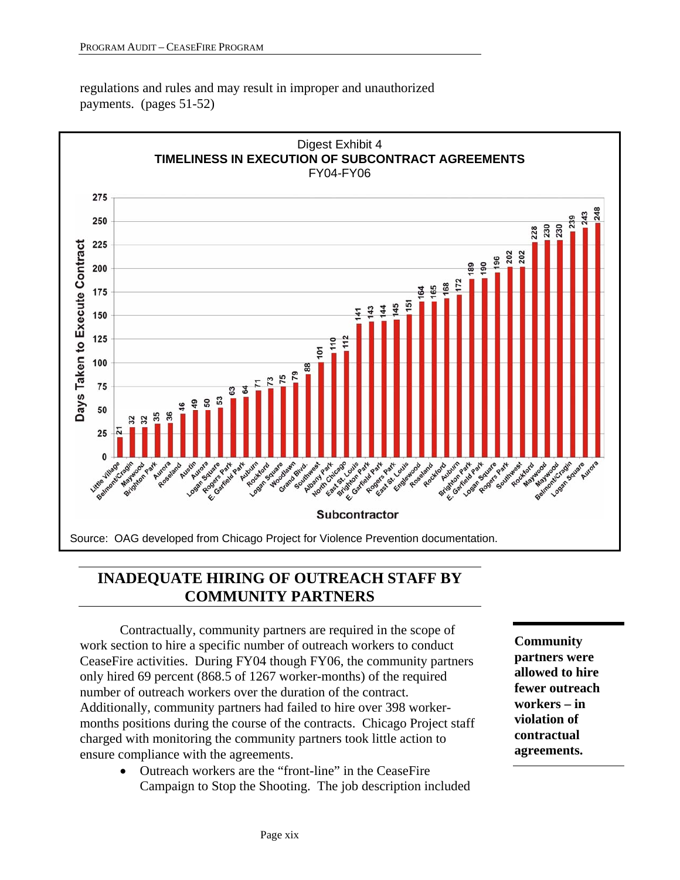regulations and rules and may result in improper and unauthorized payments. (pages 51-52)

Digest Exhibit 4
**TIMELINESS IN EXECUTION OF SUBCONTRACT AGREEMENTS**
FY04-FY06

| Subcontractor | Days Taken to Execute Contract |
|---|---|
| Little Village | 21 |
| Belmont/Cragin | 32 |
| Maywood | 32 |
| Brighton Park | 35 |
| Aurora | 36 |
| Roseland | 46 |
| Austin | 49 |
| Aurora | 50 |
| Logan Square | 53 |
| Rogers Park | 63 |
| E. Garfield Park | 64 |
| Auburn | 71 |
| Rockford | 73 |
| Logan Square | 75 |
| Woodlawn | 79 |
| Grand Blvd. | 88 |
| Southwest | 101 |
| Albany Park | 110 |
| North Chicago | 112 |
| East St. Louis | 141 |
| Brighton Park | 143 |
| E. Garfield Park | 144 |
| Rogers Park | 145 |
| East St. Louis | 151 |
| Englewood | 164 |
| Roseland | 165 |
| Rockford | 168 |
| Auburn | 172 |
| Brighton Park | 189 |
| E. Garfield Park | 190 |
| Logan Square | 196 |
| Rogers Park | 202 |
| Southwest | 202 |
| Rockford | 228 |
| Maywood | 230 |
| Maywood | 230 |
| Belmont/Cragin | 239 |
| Logan Square | 243 |
| Aurora | 248 |

Source: OAG developed from Chicago Project for Violence Prevention documentation.

## INADEQUATE HIRING OF OUTREACH STAFF BY COMMUNITY PARTNERS

**Community partners were allowed to hire fewer outreach workers – in violation of contractual agreements.**

Contractually, community partners are required in the scope of work section to hire a specific number of outreach workers to conduct CeaseFire activities. During FY04 though FY06, the community partners only hired 69 percent (868.5 of 1267 worker-months) of the required number of outreach workers over the duration of the contract. Additionally, community partners had failed to hire over 398 worker-months positions during the course of the contracts. Chicago Project staff charged with monitoring the community partners took little action to ensure compliance with the agreements.

- Outreach workers are the "front-line" in the CeaseFire Campaign to Stop the Shooting. The job description included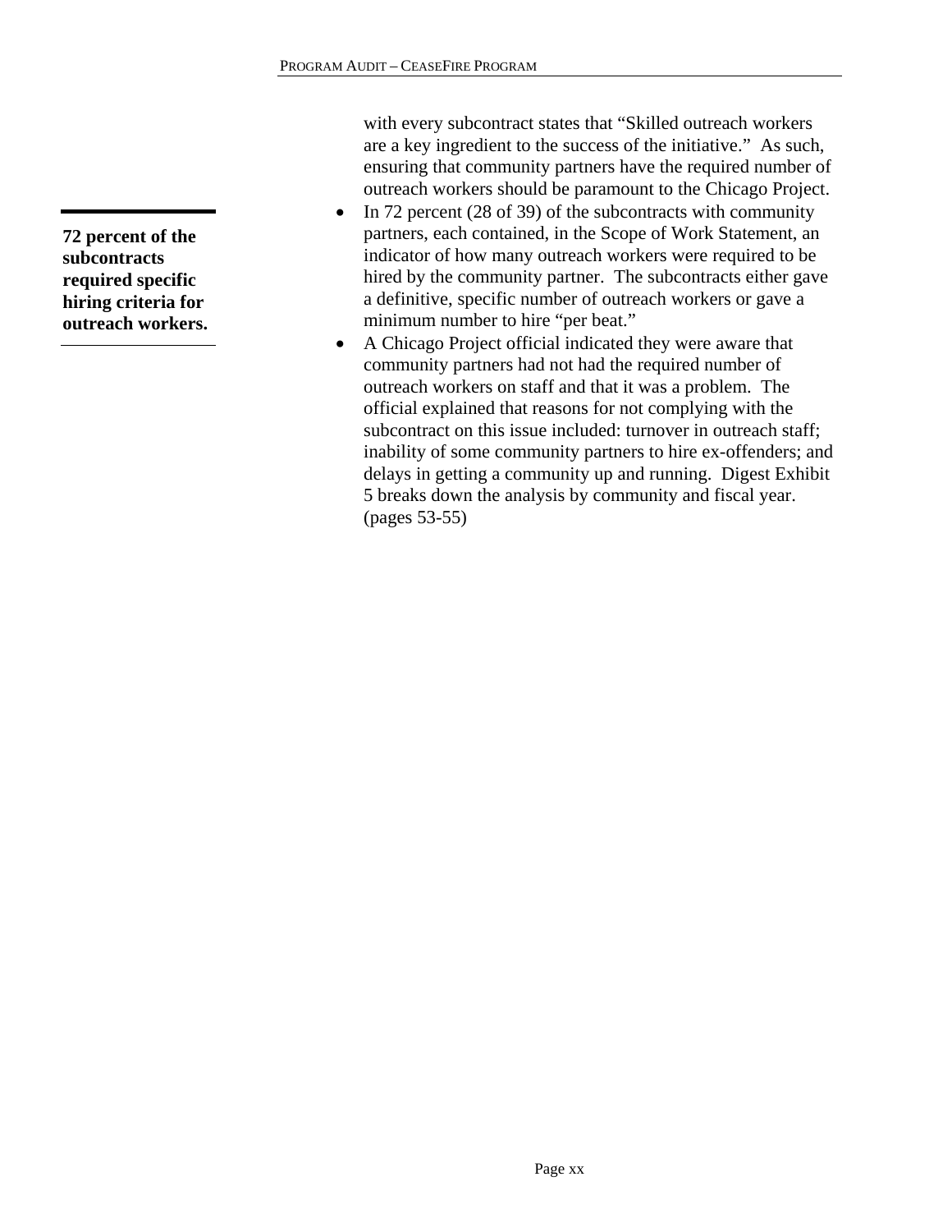with every subcontract states that "Skilled outreach workers are a key ingredient to the success of the initiative." As such, ensuring that community partners have the required number of outreach workers should be paramount to the Chicago Project.

**72 percent of the subcontracts required specific hiring criteria for outreach workers.**

- In 72 percent (28 of 39) of the subcontracts with community partners, each contained, in the Scope of Work Statement, an indicator of how many outreach workers were required to be hired by the community partner. The subcontracts either gave a definitive, specific number of outreach workers or gave a minimum number to hire "per beat."
- A Chicago Project official indicated they were aware that community partners had not had the required number of outreach workers on staff and that it was a problem. The official explained that reasons for not complying with the subcontract on this issue included: turnover in outreach staff; inability of some community partners to hire ex-offenders; and delays in getting a community up and running. Digest Exhibit 5 breaks down the analysis by community and fiscal year. (pages 53-55)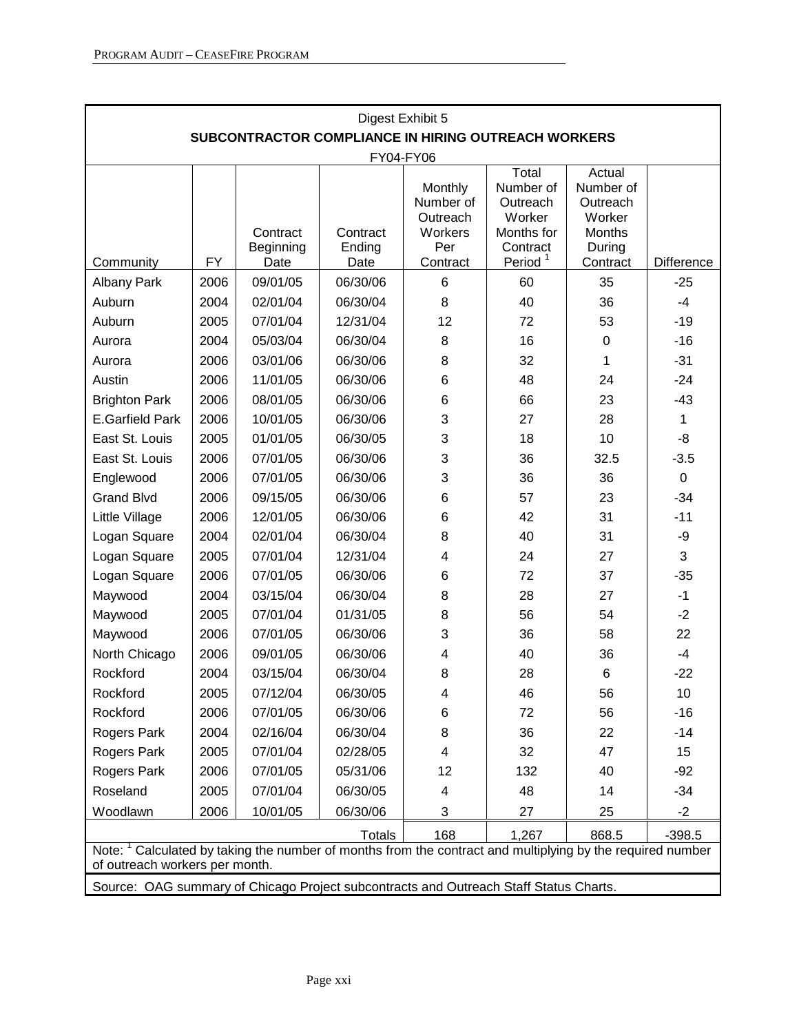Digest Exhibit 5

**SUBCONTRACTOR COMPLIANCE IN HIRING OUTREACH WORKERS**

FY04-FY06

| Community | FY | Contract Beginning Date | Contract Ending Date | Monthly Number of Outreach Workers Per Contract | Total Number of Outreach Worker Months for Contract Period [1] | Actual Number of Outreach Worker Months During Contract | Difference |
|---|---|---|---|---|---|---|---|
| Albany Park | 2006 | 09/01/05 | 06/30/06 | 6 | 60 | 35 | -25 |
| Auburn | 2004 | 02/01/04 | 06/30/04 | 8 | 40 | 36 | -4 |
| Auburn | 2005 | 07/01/04 | 12/31/04 | 12 | 72 | 53 | -19 |
| Aurora | 2004 | 05/03/04 | 06/30/04 | 8 | 16 | 0 | -16 |
| Aurora | 2006 | 03/01/06 | 06/30/06 | 8 | 32 | 1 | -31 |
| Austin | 2006 | 11/01/05 | 06/30/06 | 6 | 48 | 24 | -24 |
| Brighton Park | 2006 | 08/01/05 | 06/30/06 | 6 | 66 | 23 | -43 |
| E.Garfield Park | 2006 | 10/01/05 | 06/30/06 | 3 | 27 | 28 | 1 |
| East St. Louis | 2005 | 01/01/05 | 06/30/05 | 3 | 18 | 10 | -8 |
| East St. Louis | 2006 | 07/01/05 | 06/30/06 | 3 | 36 | 32.5 | -3.5 |
| Englewood | 2006 | 07/01/05 | 06/30/06 | 3 | 36 | 36 | 0 |
| Grand Blvd | 2006 | 09/15/05 | 06/30/06 | 6 | 57 | 23 | -34 |
| Little Village | 2006 | 12/01/05 | 06/30/06 | 6 | 42 | 31 | -11 |
| Logan Square | 2004 | 02/01/04 | 06/30/04 | 8 | 40 | 31 | -9 |
| Logan Square | 2005 | 07/01/04 | 12/31/04 | 4 | 24 | 27 | 3 |
| Logan Square | 2006 | 07/01/05 | 06/30/06 | 6 | 72 | 37 | -35 |
| Maywood | 2004 | 03/15/04 | 06/30/04 | 8 | 28 | 27 | -1 |
| Maywood | 2005 | 07/01/04 | 01/31/05 | 8 | 56 | 54 | -2 |
| Maywood | 2006 | 07/01/05 | 06/30/06 | 3 | 36 | 58 | 22 |
| North Chicago | 2006 | 09/01/05 | 06/30/06 | 4 | 40 | 36 | -4 |
| Rockford | 2004 | 03/15/04 | 06/30/04 | 8 | 28 | 6 | -22 |
| Rockford | 2005 | 07/12/04 | 06/30/05 | 4 | 46 | 56 | 10 |
| Rockford | 2006 | 07/01/05 | 06/30/06 | 6 | 72 | 56 | -16 |
| Rogers Park | 2004 | 02/16/04 | 06/30/04 | 8 | 36 | 22 | -14 |
| Rogers Park | 2005 | 07/01/04 | 02/28/05 | 4 | 32 | 47 | 15 |
| Rogers Park | 2006 | 07/01/05 | 05/31/06 | 12 | 132 | 40 | -92 |
| Roseland | 2005 | 07/01/04 | 06/30/05 | 4 | 48 | 14 | -34 |
| Woodlawn | 2006 | 10/01/05 | 06/30/06 | 3 | 27 | 25 | -2 |
| | | | Totals | 168 | 1,267 | 868.5 | -398.5 |

Note: [1] Calculated by taking the number of months from the contract and multiplying by the required number of outreach workers per month.

Source: OAG summary of Chicago Project subcontracts and Outreach Staff Status Charts.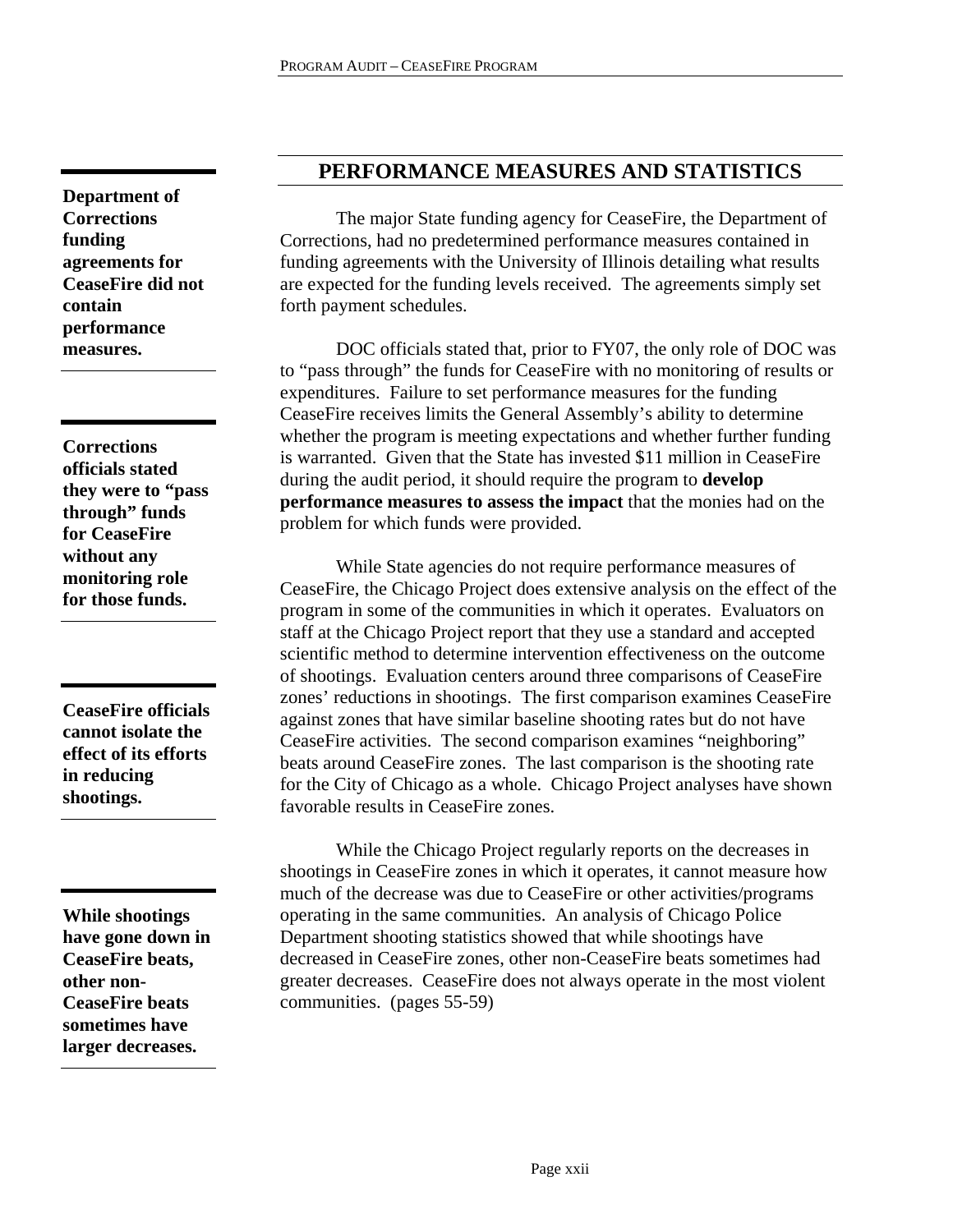## PERFORMANCE MEASURES AND STATISTICS

**Department of Corrections funding agreements for CeaseFire did not contain performance measures.**

The major State funding agency for CeaseFire, the Department of Corrections, had no predetermined performance measures contained in funding agreements with the University of Illinois detailing what results are expected for the funding levels received. The agreements simply set forth payment schedules.

**Corrections officials stated they were to "pass through" funds for CeaseFire without any monitoring role for those funds.**

DOC officials stated that, prior to FY07, the only role of DOC was to "pass through" the funds for CeaseFire with no monitoring of results or expenditures. Failure to set performance measures for the funding CeaseFire receives limits the General Assembly's ability to determine whether the program is meeting expectations and whether further funding is warranted. Given that the State has invested $11 million in CeaseFire during the audit period, it should require the program to **develop performance measures to assess the impact** that the monies had on the problem for which funds were provided.

**CeaseFire officials cannot isolate the effect of its efforts in reducing shootings.**

While State agencies do not require performance measures of CeaseFire, the Chicago Project does extensive analysis on the effect of the program in some of the communities in which it operates. Evaluators on staff at the Chicago Project report that they use a standard and accepted scientific method to determine intervention effectiveness on the outcome of shootings. Evaluation centers around three comparisons of CeaseFire zones' reductions in shootings. The first comparison examines CeaseFire against zones that have similar baseline shooting rates but do not have CeaseFire activities. The second comparison examines "neighboring" beats around CeaseFire zones. The last comparison is the shooting rate for the City of Chicago as a whole. Chicago Project analyses have shown favorable results in CeaseFire zones.

**While shootings have gone down in CeaseFire beats, other non-CeaseFire beats sometimes have larger decreases.**

While the Chicago Project regularly reports on the decreases in shootings in CeaseFire zones in which it operates, it cannot measure how much of the decrease was due to CeaseFire or other activities/programs operating in the same communities. An analysis of Chicago Police Department shooting statistics showed that while shootings have decreased in CeaseFire zones, other non-CeaseFire beats sometimes had greater decreases. CeaseFire does not always operate in the most violent communities. (pages 55-59)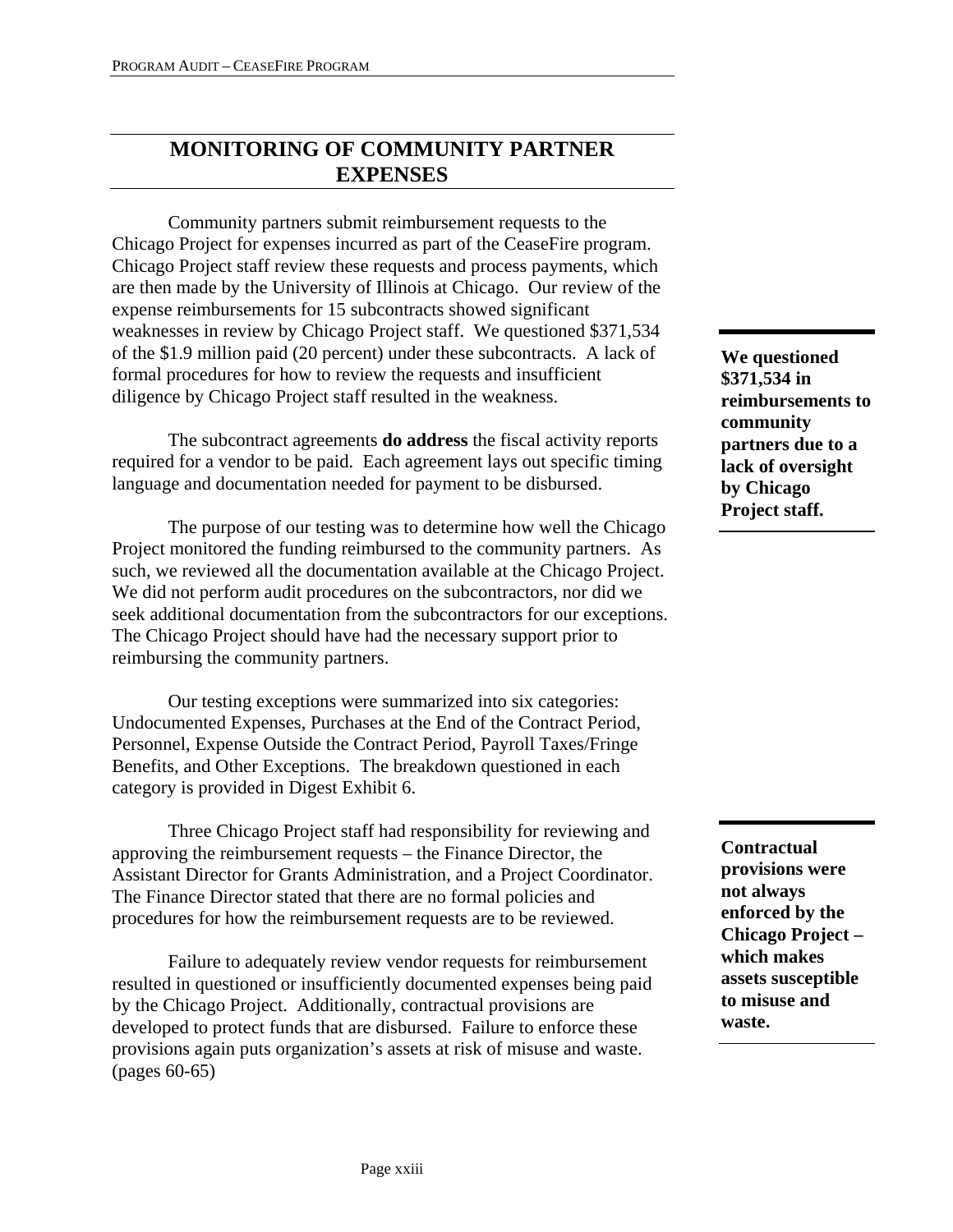## MONITORING OF COMMUNITY PARTNER EXPENSES

Community partners submit reimbursement requests to the Chicago Project for expenses incurred as part of the CeaseFire program. Chicago Project staff review these requests and process payments, which are then made by the University of Illinois at Chicago. Our review of the expense reimbursements for 15 subcontracts showed significant weaknesses in review by Chicago Project staff. We questioned $371,534 of the $1.9 million paid (20 percent) under these subcontracts. A lack of formal procedures for how to review the requests and insufficient diligence by Chicago Project staff resulted in the weakness.

**We questioned $371,534 in reimbursements to community partners due to a lack of oversight by Chicago Project staff.**

The subcontract agreements **do address** the fiscal activity reports required for a vendor to be paid. Each agreement lays out specific timing language and documentation needed for payment to be disbursed.

The purpose of our testing was to determine how well the Chicago Project monitored the funding reimbursed to the community partners. As such, we reviewed all the documentation available at the Chicago Project. We did not perform audit procedures on the subcontractors, nor did we seek additional documentation from the subcontractors for our exceptions. The Chicago Project should have had the necessary support prior to reimbursing the community partners.

Our testing exceptions were summarized into six categories: Undocumented Expenses, Purchases at the End of the Contract Period, Personnel, Expense Outside the Contract Period, Payroll Taxes/Fringe Benefits, and Other Exceptions. The breakdown questioned in each category is provided in Digest Exhibit 6.

Three Chicago Project staff had responsibility for reviewing and approving the reimbursement requests – the Finance Director, the Assistant Director for Grants Administration, and a Project Coordinator. The Finance Director stated that there are no formal policies and procedures for how the reimbursement requests are to be reviewed.

**Contractual provisions were not always enforced by the Chicago Project – which makes assets susceptible to misuse and waste.**

Failure to adequately review vendor requests for reimbursement resulted in questioned or insufficiently documented expenses being paid by the Chicago Project. Additionally, contractual provisions are developed to protect funds that are disbursed. Failure to enforce these provisions again puts organization's assets at risk of misuse and waste. (pages 60-65)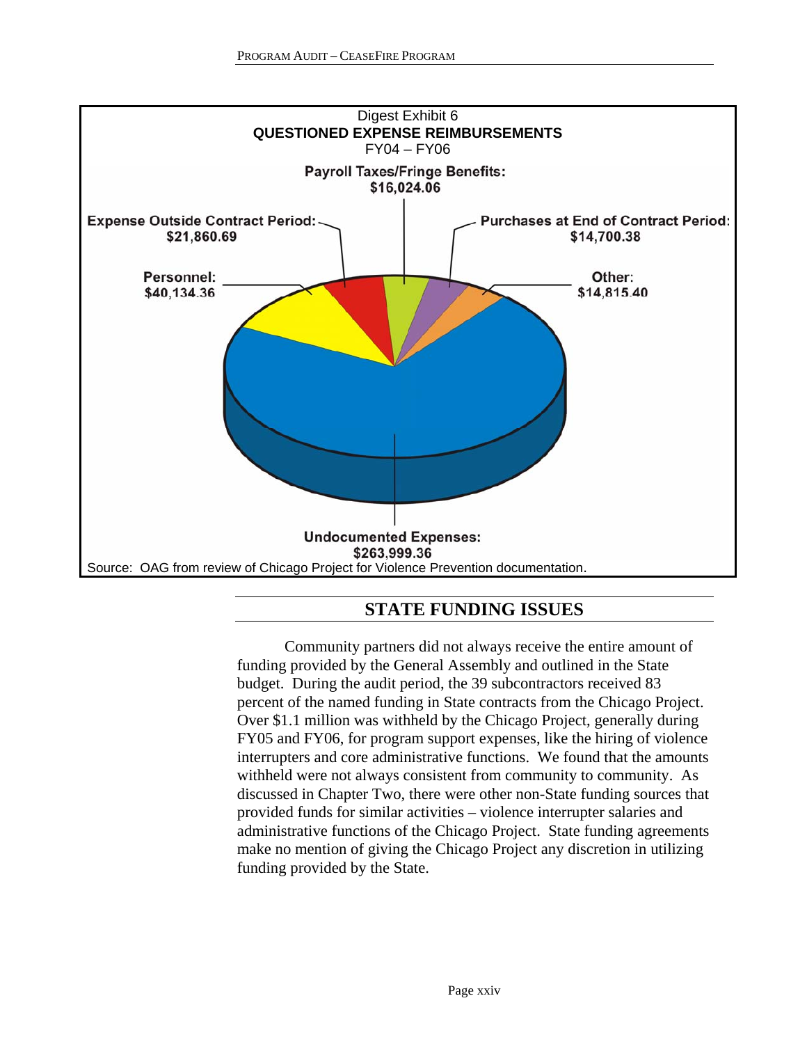Digest Exhibit 6
**QUESTIONED EXPENSE REIMBURSEMENTS**
FY04 – FY06

| Category | Amount |
|---|---|
| Payroll Taxes/Fringe Benefits | $16,024.06 |
| Expense Outside Contract Period | $21,860.69 |
| Purchases at End of Contract Period | $14,700.38 |
| Personnel | $40,134.36 |
| Other | $14,815.40 |
| Undocumented Expenses | $263,999.36 |

Source: OAG from review of Chicago Project for Violence Prevention documentation.

## STATE FUNDING ISSUES

Community partners did not always receive the entire amount of funding provided by the General Assembly and outlined in the State budget. During the audit period, the 39 subcontractors received 83 percent of the named funding in State contracts from the Chicago Project. Over $1.1 million was withheld by the Chicago Project, generally during FY05 and FY06, for program support expenses, like the hiring of violence interrupters and core administrative functions. We found that the amounts withheld were not always consistent from community to community. As discussed in Chapter Two, there were other non-State funding sources that provided funds for similar activities – violence interrupter salaries and administrative functions of the Chicago Project. State funding agreements make no mention of giving the Chicago Project any discretion in utilizing funding provided by the State.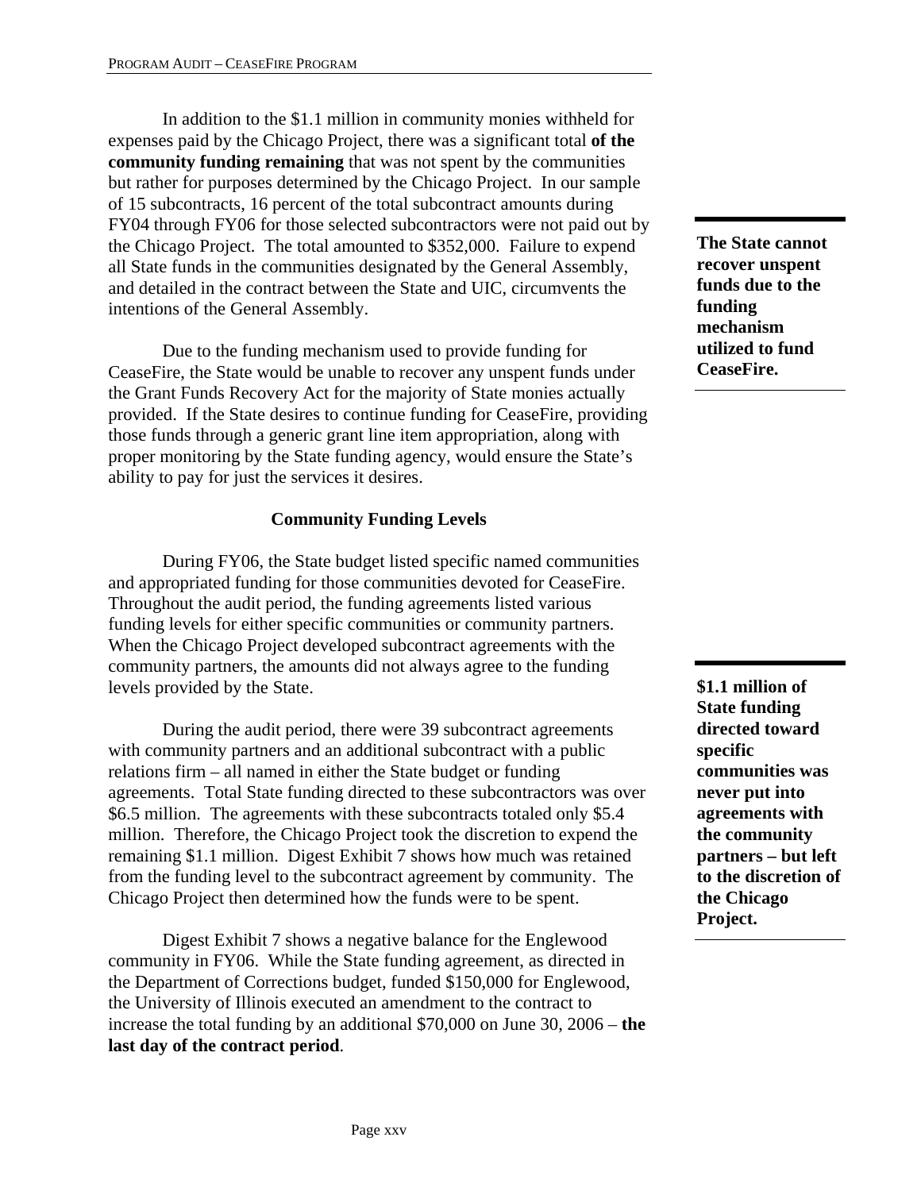In addition to the $1.1 million in community monies withheld for expenses paid by the Chicago Project, there was a significant total **of the community funding remaining** that was not spent by the communities but rather for purposes determined by the Chicago Project. In our sample of 15 subcontracts, 16 percent of the total subcontract amounts during FY04 through FY06 for those selected subcontractors were not paid out by the Chicago Project. The total amounted to $352,000. Failure to expend all State funds in the communities designated by the General Assembly, and detailed in the contract between the State and UIC, circumvents the intentions of the General Assembly.

**The State cannot recover unspent funds due to the funding mechanism utilized to fund CeaseFire.**

Due to the funding mechanism used to provide funding for CeaseFire, the State would be unable to recover any unspent funds under the Grant Funds Recovery Act for the majority of State monies actually provided. If the State desires to continue funding for CeaseFire, providing those funds through a generic grant line item appropriation, along with proper monitoring by the State funding agency, would ensure the State's ability to pay for just the services it desires.

### Community Funding Levels

During FY06, the State budget listed specific named communities and appropriated funding for those communities devoted for CeaseFire. Throughout the audit period, the funding agreements listed various funding levels for either specific communities or community partners. When the Chicago Project developed subcontract agreements with the community partners, the amounts did not always agree to the funding levels provided by the State.

**$1.1 million of State funding directed toward specific communities was never put into agreements with the community partners – but left to the discretion of the Chicago Project.**

During the audit period, there were 39 subcontract agreements with community partners and an additional subcontract with a public relations firm – all named in either the State budget or funding agreements. Total State funding directed to these subcontractors was over $6.5 million. The agreements with these subcontracts totaled only $5.4 million. Therefore, the Chicago Project took the discretion to expend the remaining $1.1 million. Digest Exhibit 7 shows how much was retained from the funding level to the subcontract agreement by community. The Chicago Project then determined how the funds were to be spent.

Digest Exhibit 7 shows a negative balance for the Englewood community in FY06. While the State funding agreement, as directed in the Department of Corrections budget, funded $150,000 for Englewood, the University of Illinois executed an amendment to the contract to increase the total funding by an additional $70,000 on June 30, 2006 – **the last day of the contract period**.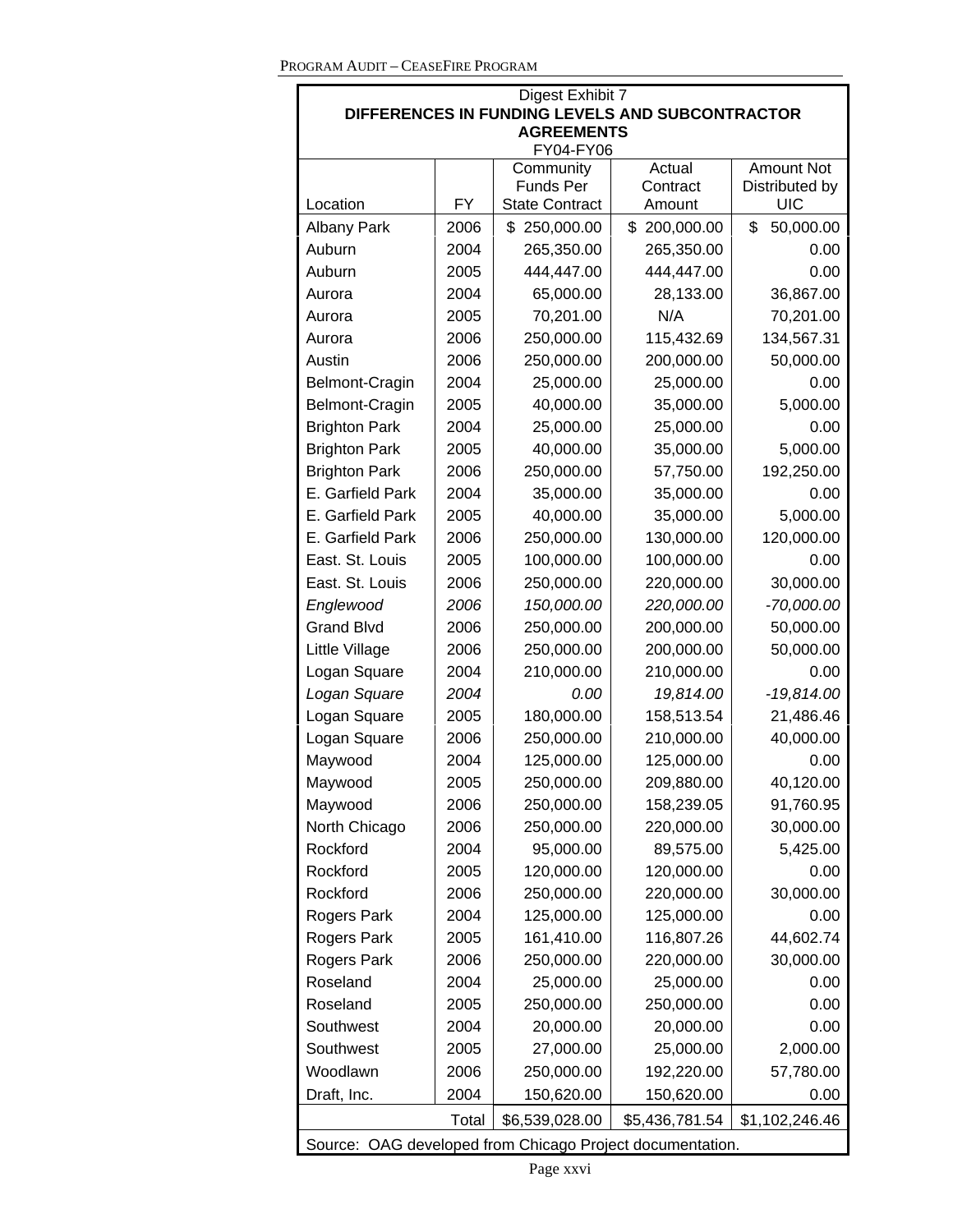Digest Exhibit 7

**DIFFERENCES IN FUNDING LEVELS AND SUBCONTRACTOR AGREEMENTS**

FY04-FY06

| Location | FY | Community Funds Per State Contract | Actual Contract Amount | Amount Not Distributed by UIC |
|---|---|---|---|---|
| Albany Park | 2006 | $ 250,000.00 | $ 200,000.00 | $ 50,000.00 |
| Auburn | 2004 | 265,350.00 | 265,350.00 | 0.00 |
| Auburn | 2005 | 444,447.00 | 444,447.00 | 0.00 |
| Aurora | 2004 | 65,000.00 | 28,133.00 | 36,867.00 |
| Aurora | 2005 | 70,201.00 | N/A | 70,201.00 |
| Aurora | 2006 | 250,000.00 | 115,432.69 | 134,567.31 |
| Austin | 2006 | 250,000.00 | 200,000.00 | 50,000.00 |
| Belmont-Cragin | 2004 | 25,000.00 | 25,000.00 | 0.00 |
| Belmont-Cragin | 2005 | 40,000.00 | 35,000.00 | 5,000.00 |
| Brighton Park | 2004 | 25,000.00 | 25,000.00 | 0.00 |
| Brighton Park | 2005 | 40,000.00 | 35,000.00 | 5,000.00 |
| Brighton Park | 2006 | 250,000.00 | 57,750.00 | 192,250.00 |
| E. Garfield Park | 2004 | 35,000.00 | 35,000.00 | 0.00 |
| E. Garfield Park | 2005 | 40,000.00 | 35,000.00 | 5,000.00 |
| E. Garfield Park | 2006 | 250,000.00 | 130,000.00 | 120,000.00 |
| East. St. Louis | 2005 | 100,000.00 | 100,000.00 | 0.00 |
| East. St. Louis | 2006 | 250,000.00 | 220,000.00 | 30,000.00 |
| *Englewood* | *2006* | *150,000.00* | *220,000.00* | *-70,000.00* |
| Grand Blvd | 2006 | 250,000.00 | 200,000.00 | 50,000.00 |
| Little Village | 2006 | 250,000.00 | 200,000.00 | 50,000.00 |
| Logan Square | 2004 | 210,000.00 | 210,000.00 | 0.00 |
| *Logan Square* | *2004* | *0.00* | *19,814.00* | *-19,814.00* |
| Logan Square | 2005 | 180,000.00 | 158,513.54 | 21,486.46 |
| Logan Square | 2006 | 250,000.00 | 210,000.00 | 40,000.00 |
| Maywood | 2004 | 125,000.00 | 125,000.00 | 0.00 |
| Maywood | 2005 | 250,000.00 | 209,880.00 | 40,120.00 |
| Maywood | 2006 | 250,000.00 | 158,239.05 | 91,760.95 |
| North Chicago | 2006 | 250,000.00 | 220,000.00 | 30,000.00 |
| Rockford | 2004 | 95,000.00 | 89,575.00 | 5,425.00 |
| Rockford | 2005 | 120,000.00 | 120,000.00 | 0.00 |
| Rockford | 2006 | 250,000.00 | 220,000.00 | 30,000.00 |
| Rogers Park | 2004 | 125,000.00 | 125,000.00 | 0.00 |
| Rogers Park | 2005 | 161,410.00 | 116,807.26 | 44,602.74 |
| Rogers Park | 2006 | 250,000.00 | 220,000.00 | 30,000.00 |
| Roseland | 2004 | 25,000.00 | 25,000.00 | 0.00 |
| Roseland | 2005 | 250,000.00 | 250,000.00 | 0.00 |
| Southwest | 2004 | 20,000.00 | 20,000.00 | 0.00 |
| Southwest | 2005 | 27,000.00 | 25,000.00 | 2,000.00 |
| Woodlawn | 2006 | 250,000.00 | 192,220.00 | 57,780.00 |
| Draft, Inc. | 2004 | 150,620.00 | 150,620.00 | 0.00 |
| | Total | $6,539,028.00 | $5,436,781.54 | $1,102,246.46 |

Source: OAG developed from Chicago Project documentation.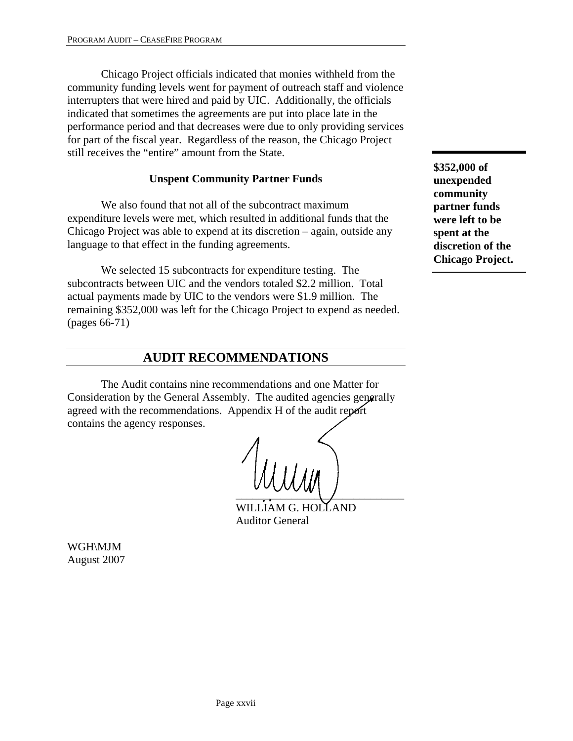Chicago Project officials indicated that monies withheld from the community funding levels went for payment of outreach staff and violence interrupters that were hired and paid by UIC. Additionally, the officials indicated that sometimes the agreements are put into place late in the performance period and that decreases were due to only providing services for part of the fiscal year. Regardless of the reason, the Chicago Project still receives the "entire" amount from the State.

### Unspent Community Partner Funds

**$352,000 of unexpended community partner funds were left to be spent at the discretion of the Chicago Project.**

We also found that not all of the subcontract maximum expenditure levels were met, which resulted in additional funds that the Chicago Project was able to expend at its discretion – again, outside any language to that effect in the funding agreements.

We selected 15 subcontracts for expenditure testing. The subcontracts between UIC and the vendors totaled $2.2 million. Total actual payments made by UIC to the vendors were $1.9 million. The remaining $352,000 was left for the Chicago Project to expend as needed. (pages 66-71)

## AUDIT RECOMMENDATIONS

The Audit contains nine recommendations and one Matter for Consideration by the General Assembly. The audited agencies generally agreed with the recommendations. Appendix H of the audit report contains the agency responses.

WILLIAM G. HOLLAND
Auditor General

WGH\MJM
August 2007